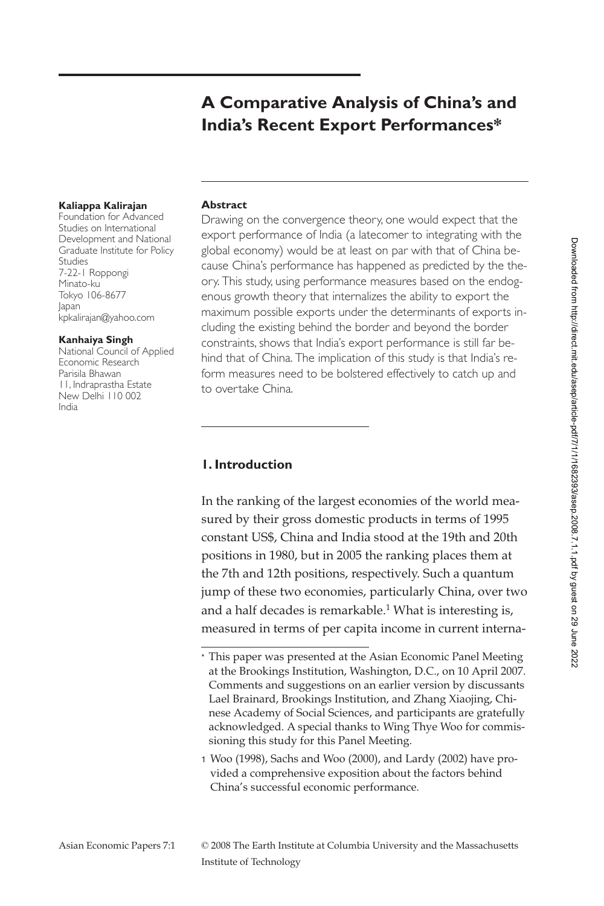# A Comparative Analysis of China's and India's Recent Export Performances*

**Kaliappa Kalirajan**
Foundation for Advanced Studies on International Development and National Graduate Institute for Policy Studies
7-22-1 Roppongi
Minato-ku
Tokyo 106-8677
Japan
kpkalirajan@yahoo.com

**Kanhaiya Singh**
National Council of Applied Economic Research
Parisila Bhawan
11, Indraprastha Estate
New Delhi 110 002
India

**Abstract**

Drawing on the convergence theory, one would expect that the export performance of India (a latecomer to integrating with the global economy) would be at least on par with that of China because China's performance has happened as predicted by the theory. This study, using performance measures based on the endogenous growth theory that internalizes the ability to export the maximum possible exports under the determinants of exports including the existing behind the border and beyond the border constraints, shows that India's export performance is still far behind that of China. The implication of this study is that India's reform measures need to be bolstered effectively to catch up and to overtake China.

## 1. Introduction

In the ranking of the largest economies of the world measured by their gross domestic products in terms of 1995 constant US$, China and India stood at the 19th and 20th positions in 1980, but in 2005 the ranking places them at the 7th and 12th positions, respectively. Such a quantum jump of these two economies, particularly China, over two and a half decades is remarkable.[1] What is interesting is, measured in terms of per capita income in current interna-

\* This paper was presented at the Asian Economic Panel Meeting at the Brookings Institution, Washington, D.C., on 10 April 2007. Comments and suggestions on an earlier version by discussants Lael Brainard, Brookings Institution, and Zhang Xiaojing, Chinese Academy of Social Sciences, and participants are gratefully acknowledged. A special thanks to Wing Thye Woo for commissioning this study for this Panel Meeting.

1 Woo (1998), Sachs and Woo (2000), and Lardy (2002) have provided a comprehensive exposition about the factors behind China's successful economic performance.

© 2008 The Earth Institute at Columbia University and the Massachusetts Institute of Technology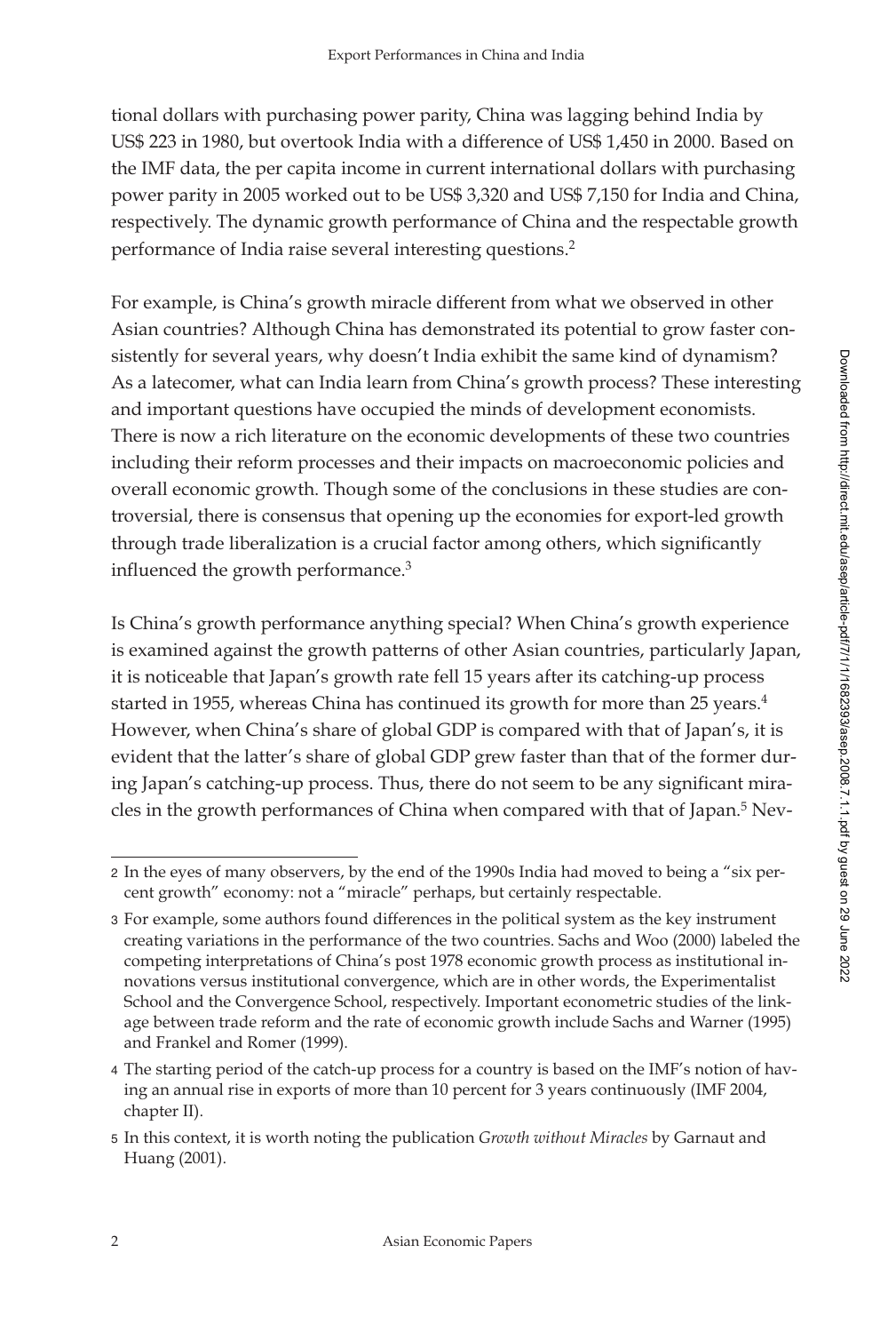tional dollars with purchasing power parity, China was lagging behind India by US$ 223 in 1980, but overtook India with a difference of US$ 1,450 in 2000. Based on the IMF data, the per capita income in current international dollars with purchasing power parity in 2005 worked out to be US$ 3,320 and US$ 7,150 for India and China, respectively. The dynamic growth performance of China and the respectable growth performance of India raise several interesting questions.[2]

For example, is China's growth miracle different from what we observed in other Asian countries? Although China has demonstrated its potential to grow faster consistently for several years, why doesn't India exhibit the same kind of dynamism? As a latecomer, what can India learn from China's growth process? These interesting and important questions have occupied the minds of development economists. There is now a rich literature on the economic developments of these two countries including their reform processes and their impacts on macroeconomic policies and overall economic growth. Though some of the conclusions in these studies are controversial, there is consensus that opening up the economies for export-led growth through trade liberalization is a crucial factor among others, which significantly influenced the growth performance.[3]

Is China's growth performance anything special? When China's growth experience is examined against the growth patterns of other Asian countries, particularly Japan, it is noticeable that Japan's growth rate fell 15 years after its catching-up process started in 1955, whereas China has continued its growth for more than 25 years.[4] However, when China's share of global GDP is compared with that of Japan's, it is evident that the latter's share of global GDP grew faster than that of the former during Japan's catching-up process. Thus, there do not seem to be any significant miracles in the growth performances of China when compared with that of Japan.[5] Nev-

---

[2] In the eyes of many observers, by the end of the 1990s India had moved to being a "six percent growth" economy: not a "miracle" perhaps, but certainly respectable.

[3] For example, some authors found differences in the political system as the key instrument creating variations in the performance of the two countries. Sachs and Woo (2000) labeled the competing interpretations of China's post 1978 economic growth process as institutional innovations versus institutional convergence, which are in other words, the Experimentalist School and the Convergence School, respectively. Important econometric studies of the linkage between trade reform and the rate of economic growth include Sachs and Warner (1995) and Frankel and Romer (1999).

[4] The starting period of the catch-up process for a country is based on the IMF's notion of having an annual rise in exports of more than 10 percent for 3 years continuously (IMF 2004, chapter II).

[5] In this context, it is worth noting the publication *Growth without Miracles* by Garnaut and Huang (2001).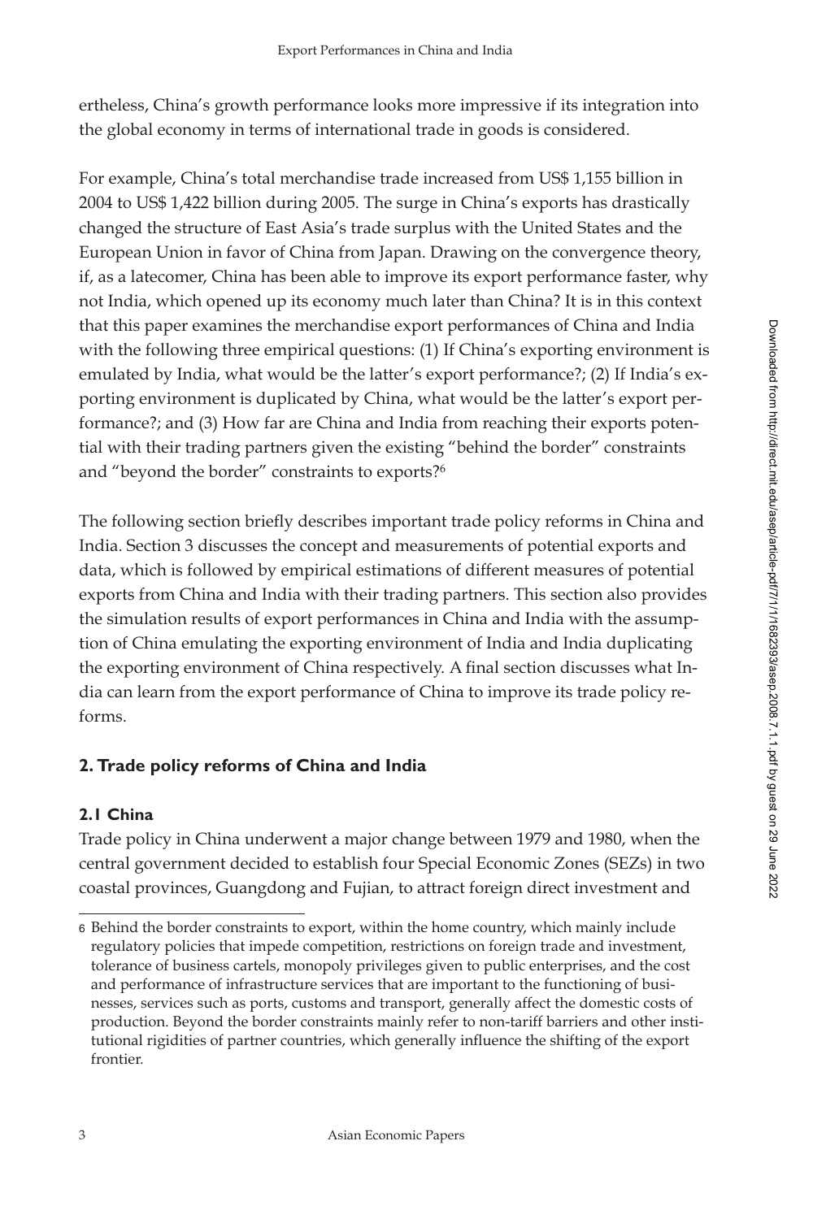ertheless, China's growth performance looks more impressive if its integration into the global economy in terms of international trade in goods is considered.

For example, China's total merchandise trade increased from US$ 1,155 billion in 2004 to US$ 1,422 billion during 2005. The surge in China's exports has drastically changed the structure of East Asia's trade surplus with the United States and the European Union in favor of China from Japan. Drawing on the convergence theory, if, as a latecomer, China has been able to improve its export performance faster, why not India, which opened up its economy much later than China? It is in this context that this paper examines the merchandise export performances of China and India with the following three empirical questions: (1) If China's exporting environment is emulated by India, what would be the latter's export performance?; (2) If India's exporting environment is duplicated by China, what would be the latter's export performance?; and (3) How far are China and India from reaching their exports potential with their trading partners given the existing "behind the border" constraints and "beyond the border" constraints to exports?[6]

The following section briefly describes important trade policy reforms in China and India. Section 3 discusses the concept and measurements of potential exports and data, which is followed by empirical estimations of different measures of potential exports from China and India with their trading partners. This section also provides the simulation results of export performances in China and India with the assumption of China emulating the exporting environment of India and India duplicating the exporting environment of China respectively. A final section discusses what India can learn from the export performance of China to improve its trade policy reforms.

## 2. Trade policy reforms of China and India

### 2.1 China

Trade policy in China underwent a major change between 1979 and 1980, when the central government decided to establish four Special Economic Zones (SEZs) in two coastal provinces, Guangdong and Fujian, to attract foreign direct investment and

---

[6] Behind the border constraints to export, within the home country, which mainly include regulatory policies that impede competition, restrictions on foreign trade and investment, tolerance of business cartels, monopoly privileges given to public enterprises, and the cost and performance of infrastructure services that are important to the functioning of businesses, services such as ports, customs and transport, generally affect the domestic costs of production. Beyond the border constraints mainly refer to non-tariff barriers and other institutional rigidities of partner countries, which generally influence the shifting of the export frontier.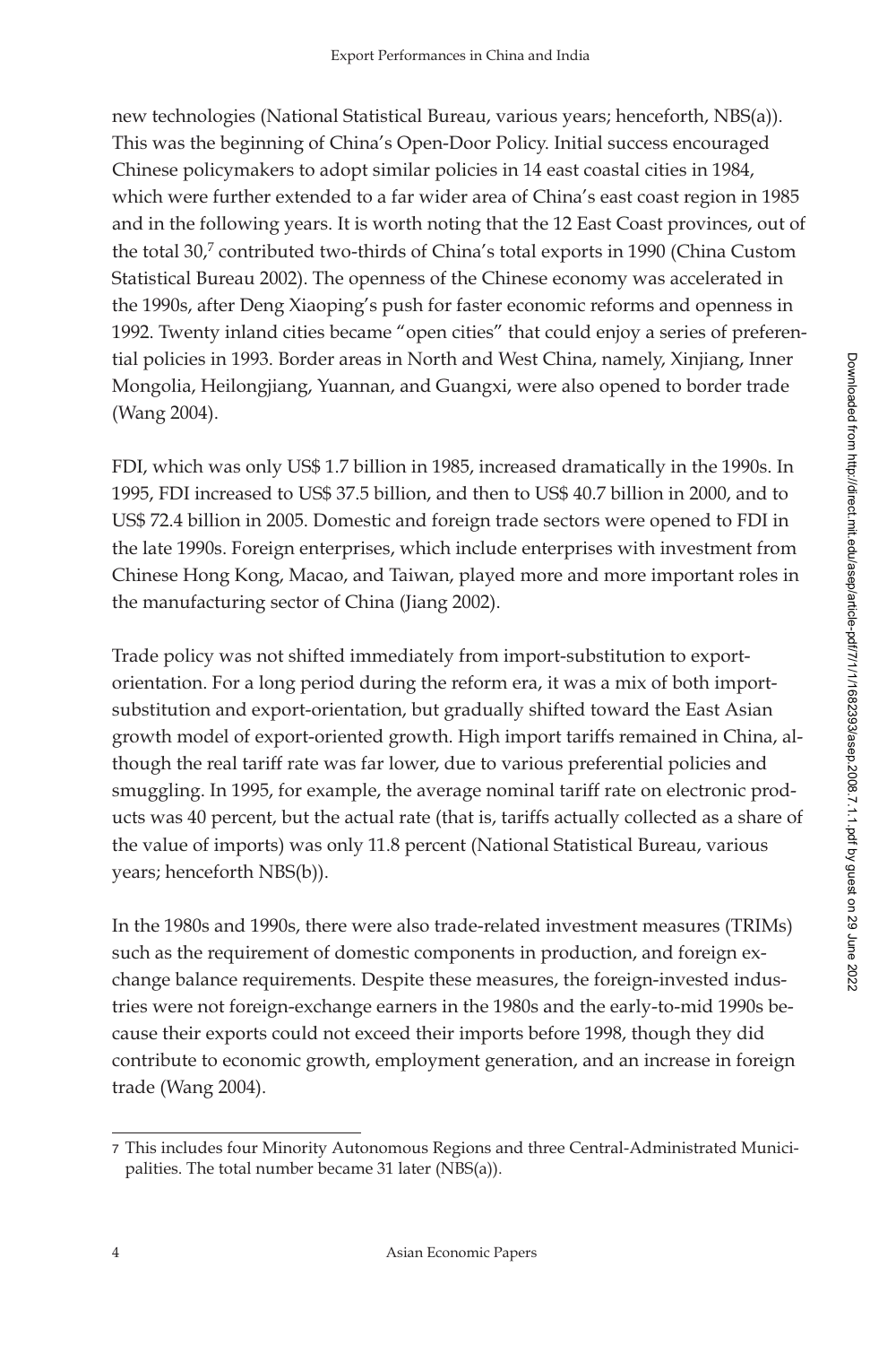new technologies (National Statistical Bureau, various years; henceforth, NBS(a)). This was the beginning of China's Open-Door Policy. Initial success encouraged Chinese policymakers to adopt similar policies in 14 east coastal cities in 1984, which were further extended to a far wider area of China's east coast region in 1985 and in the following years. It is worth noting that the 12 East Coast provinces, out of the total 30,[7] contributed two-thirds of China's total exports in 1990 (China Custom Statistical Bureau 2002). The openness of the Chinese economy was accelerated in the 1990s, after Deng Xiaoping's push for faster economic reforms and openness in 1992. Twenty inland cities became "open cities" that could enjoy a series of preferential policies in 1993. Border areas in North and West China, namely, Xinjiang, Inner Mongolia, Heilongjiang, Yuannan, and Guangxi, were also opened to border trade (Wang 2004).

FDI, which was only US$ 1.7 billion in 1985, increased dramatically in the 1990s. In 1995, FDI increased to US$ 37.5 billion, and then to US$ 40.7 billion in 2000, and to US$ 72.4 billion in 2005. Domestic and foreign trade sectors were opened to FDI in the late 1990s. Foreign enterprises, which include enterprises with investment from Chinese Hong Kong, Macao, and Taiwan, played more and more important roles in the manufacturing sector of China (Jiang 2002).

Trade policy was not shifted immediately from import-substitution to export-orientation. For a long period during the reform era, it was a mix of both import-substitution and export-orientation, but gradually shifted toward the East Asian growth model of export-oriented growth. High import tariffs remained in China, although the real tariff rate was far lower, due to various preferential policies and smuggling. In 1995, for example, the average nominal tariff rate on electronic products was 40 percent, but the actual rate (that is, tariffs actually collected as a share of the value of imports) was only 11.8 percent (National Statistical Bureau, various years; henceforth NBS(b)).

In the 1980s and 1990s, there were also trade-related investment measures (TRIMs) such as the requirement of domestic components in production, and foreign exchange balance requirements. Despite these measures, the foreign-invested industries were not foreign-exchange earners in the 1980s and the early-to-mid 1990s because their exports could not exceed their imports before 1998, though they did contribute to economic growth, employment generation, and an increase in foreign trade (Wang 2004).

[7] This includes four Minority Autonomous Regions and three Central-Administrated Municipalities. The total number became 31 later (NBS(a)).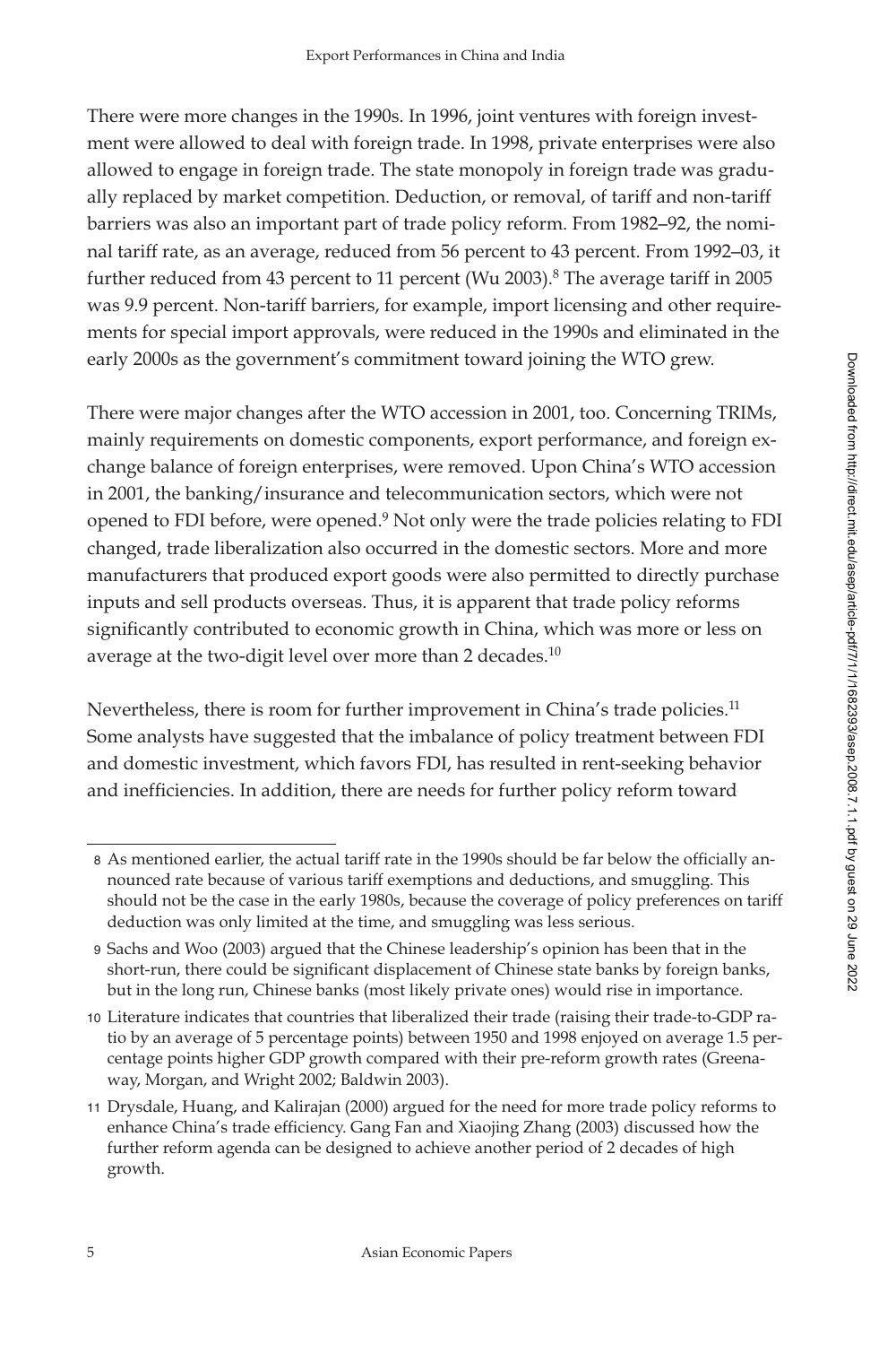There were more changes in the 1990s. In 1996, joint ventures with foreign investment were allowed to deal with foreign trade. In 1998, private enterprises were also allowed to engage in foreign trade. The state monopoly in foreign trade was gradually replaced by market competition. Deduction, or removal, of tariff and non-tariff barriers was also an important part of trade policy reform. From 1982–92, the nominal tariff rate, as an average, reduced from 56 percent to 43 percent. From 1992–03, it further reduced from 43 percent to 11 percent (Wu 2003).[8] The average tariff in 2005 was 9.9 percent. Non-tariff barriers, for example, import licensing and other requirements for special import approvals, were reduced in the 1990s and eliminated in the early 2000s as the government's commitment toward joining the WTO grew.

There were major changes after the WTO accession in 2001, too. Concerning TRIMs, mainly requirements on domestic components, export performance, and foreign exchange balance of foreign enterprises, were removed. Upon China's WTO accession in 2001, the banking/insurance and telecommunication sectors, which were not opened to FDI before, were opened.[9] Not only were the trade policies relating to FDI changed, trade liberalization also occurred in the domestic sectors. More and more manufacturers that produced export goods were also permitted to directly purchase inputs and sell products overseas. Thus, it is apparent that trade policy reforms significantly contributed to economic growth in China, which was more or less on average at the two-digit level over more than 2 decades.[10]

Nevertheless, there is room for further improvement in China's trade policies.[11] Some analysts have suggested that the imbalance of policy treatment between FDI and domestic investment, which favors FDI, has resulted in rent-seeking behavior and inefficiencies. In addition, there are needs for further policy reform toward

8 As mentioned earlier, the actual tariff rate in the 1990s should be far below the officially announced rate because of various tariff exemptions and deductions, and smuggling. This should not be the case in the early 1980s, because the coverage of policy preferences on tariff deduction was only limited at the time, and smuggling was less serious.

9 Sachs and Woo (2003) argued that the Chinese leadership's opinion has been that in the short-run, there could be significant displacement of Chinese state banks by foreign banks, but in the long run, Chinese banks (most likely private ones) would rise in importance.

10 Literature indicates that countries that liberalized their trade (raising their trade-to-GDP ratio by an average of 5 percentage points) between 1950 and 1998 enjoyed on average 1.5 percentage points higher GDP growth compared with their pre-reform growth rates (Greenaway, Morgan, and Wright 2002; Baldwin 2003).

11 Drysdale, Huang, and Kalirajan (2000) argued for the need for more trade policy reforms to enhance China's trade efficiency. Gang Fan and Xiaojing Zhang (2003) discussed how the further reform agenda can be designed to achieve another period of 2 decades of high growth.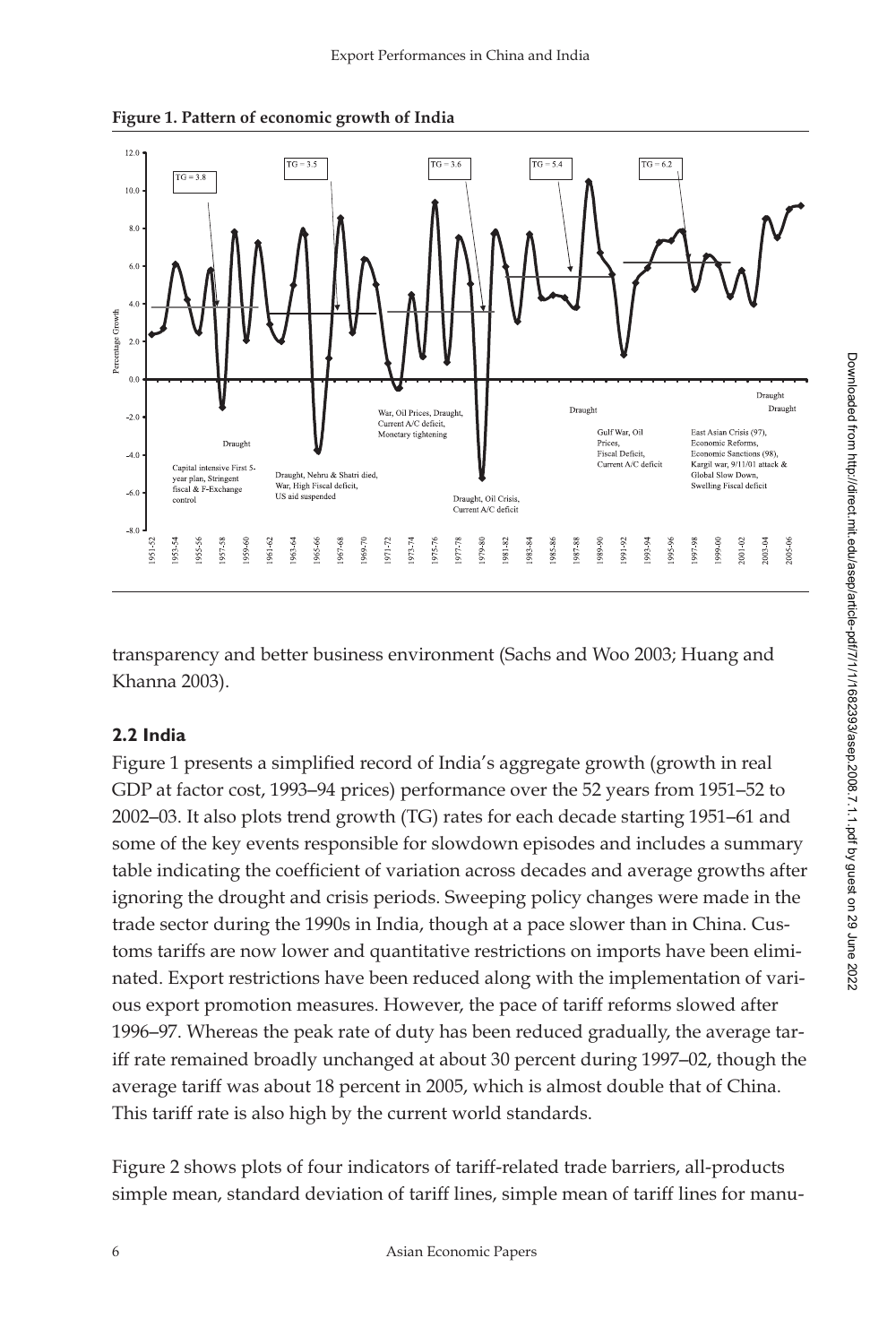**Figure 1. Pattern of economic growth of India**

transparency and better business environment (Sachs and Woo 2003; Huang and Khanna 2003).

## 2.2 India

Figure 1 presents a simplified record of India's aggregate growth (growth in real GDP at factor cost, 1993–94 prices) performance over the 52 years from 1951–52 to 2002–03. It also plots trend growth (TG) rates for each decade starting 1951–61 and some of the key events responsible for slowdown episodes and includes a summary table indicating the coefficient of variation across decades and average growths after ignoring the drought and crisis periods. Sweeping policy changes were made in the trade sector during the 1990s in India, though at a pace slower than in China. Customs tariffs are now lower and quantitative restrictions on imports have been eliminated. Export restrictions have been reduced along with the implementation of various export promotion measures. However, the pace of tariff reforms slowed after 1996–97. Whereas the peak rate of duty has been reduced gradually, the average tariff rate remained broadly unchanged at about 30 percent during 1997–02, though the average tariff was about 18 percent in 2005, which is almost double that of China. This tariff rate is also high by the current world standards.

Figure 2 shows plots of four indicators of tariff-related trade barriers, all-products simple mean, standard deviation of tariff lines, simple mean of tariff lines for manu-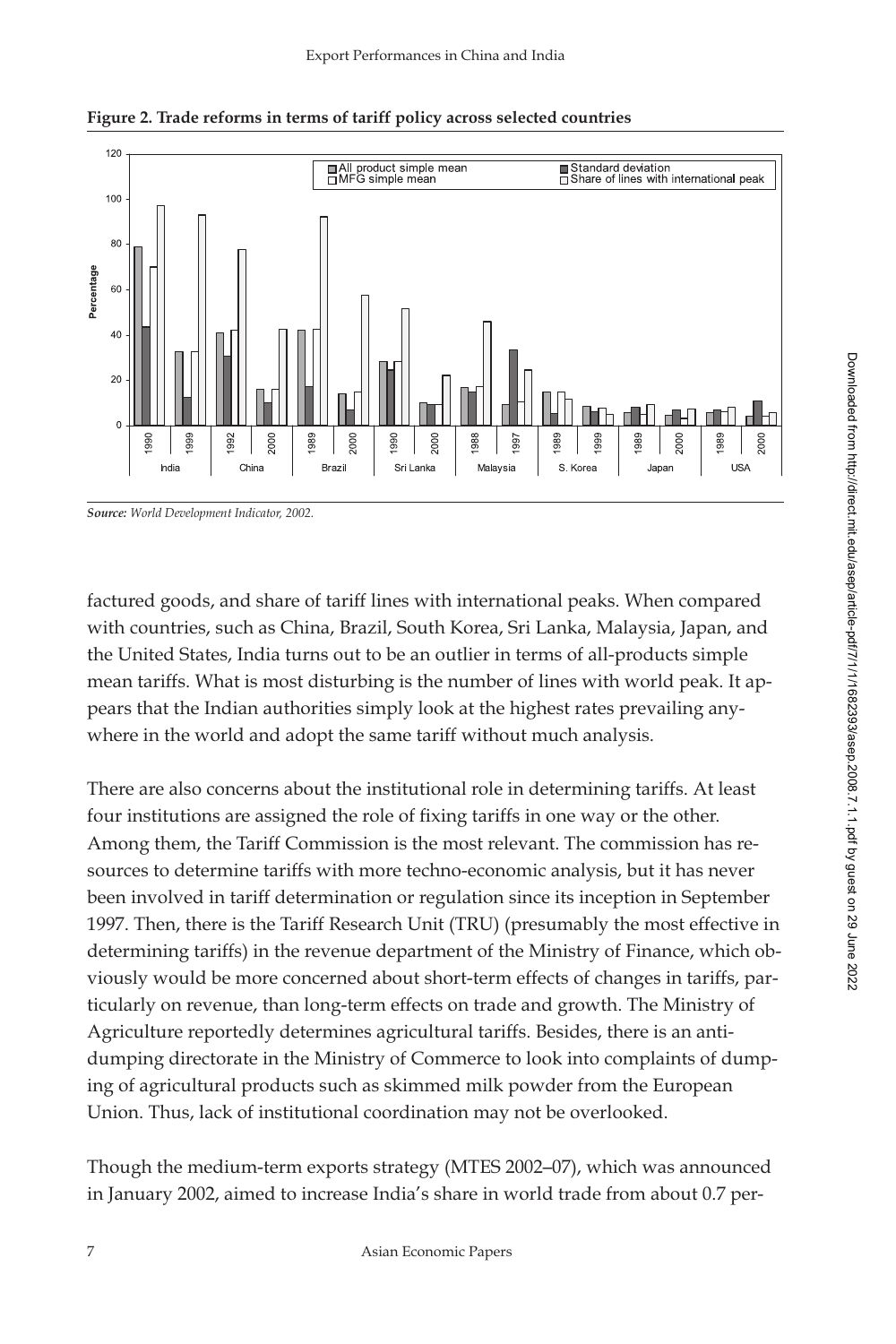**Figure 2. Trade reforms in terms of tariff policy across selected countries**

*Source: World Development Indicator, 2002.*

factured goods, and share of tariff lines with international peaks. When compared with countries, such as China, Brazil, South Korea, Sri Lanka, Malaysia, Japan, and the United States, India turns out to be an outlier in terms of all-products simple mean tariffs. What is most disturbing is the number of lines with world peak. It appears that the Indian authorities simply look at the highest rates prevailing anywhere in the world and adopt the same tariff without much analysis.

There are also concerns about the institutional role in determining tariffs. At least four institutions are assigned the role of fixing tariffs in one way or the other. Among them, the Tariff Commission is the most relevant. The commission has resources to determine tariffs with more techno-economic analysis, but it has never been involved in tariff determination or regulation since its inception in September 1997. Then, there is the Tariff Research Unit (TRU) (presumably the most effective in determining tariffs) in the revenue department of the Ministry of Finance, which obviously would be more concerned about short-term effects of changes in tariffs, particularly on revenue, than long-term effects on trade and growth. The Ministry of Agriculture reportedly determines agricultural tariffs. Besides, there is an anti-dumping directorate in the Ministry of Commerce to look into complaints of dumping of agricultural products such as skimmed milk powder from the European Union. Thus, lack of institutional coordination may not be overlooked.

Though the medium-term exports strategy (MTES 2002–07), which was announced in January 2002, aimed to increase India's share in world trade from about 0.7 per-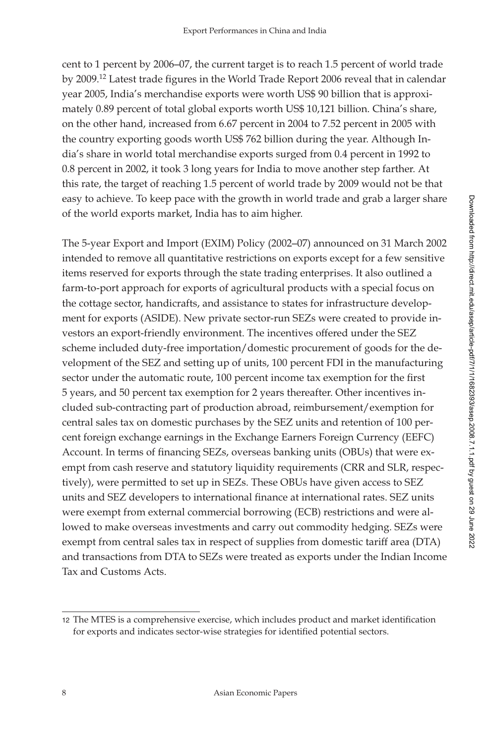cent to 1 percent by 2006–07, the current target is to reach 1.5 percent of world trade by 2009.[12] Latest trade figures in the World Trade Report 2006 reveal that in calendar year 2005, India's merchandise exports were worth US$ 90 billion that is approximately 0.89 percent of total global exports worth US$ 10,121 billion. China's share, on the other hand, increased from 6.67 percent in 2004 to 7.52 percent in 2005 with the country exporting goods worth US$ 762 billion during the year. Although India's share in world total merchandise exports surged from 0.4 percent in 1992 to 0.8 percent in 2002, it took 3 long years for India to move another step farther. At this rate, the target of reaching 1.5 percent of world trade by 2009 would not be that easy to achieve. To keep pace with the growth in world trade and grab a larger share of the world exports market, India has to aim higher.

The 5-year Export and Import (EXIM) Policy (2002–07) announced on 31 March 2002 intended to remove all quantitative restrictions on exports except for a few sensitive items reserved for exports through the state trading enterprises. It also outlined a farm-to-port approach for exports of agricultural products with a special focus on the cottage sector, handicrafts, and assistance to states for infrastructure development for exports (ASIDE). New private sector-run SEZs were created to provide investors an export-friendly environment. The incentives offered under the SEZ scheme included duty-free importation/domestic procurement of goods for the development of the SEZ and setting up of units, 100 percent FDI in the manufacturing sector under the automatic route, 100 percent income tax exemption for the first 5 years, and 50 percent tax exemption for 2 years thereafter. Other incentives included sub-contracting part of production abroad, reimbursement/exemption for central sales tax on domestic purchases by the SEZ units and retention of 100 percent foreign exchange earnings in the Exchange Earners Foreign Currency (EEFC) Account. In terms of financing SEZs, overseas banking units (OBUs) that were exempt from cash reserve and statutory liquidity requirements (CRR and SLR, respectively), were permitted to set up in SEZs. These OBUs have given access to SEZ units and SEZ developers to international finance at international rates. SEZ units were exempt from external commercial borrowing (ECB) restrictions and were allowed to make overseas investments and carry out commodity hedging. SEZs were exempt from central sales tax in respect of supplies from domestic tariff area (DTA) and transactions from DTA to SEZs were treated as exports under the Indian Income Tax and Customs Acts.

---

[12] The MTES is a comprehensive exercise, which includes product and market identification for exports and indicates sector-wise strategies for identified potential sectors.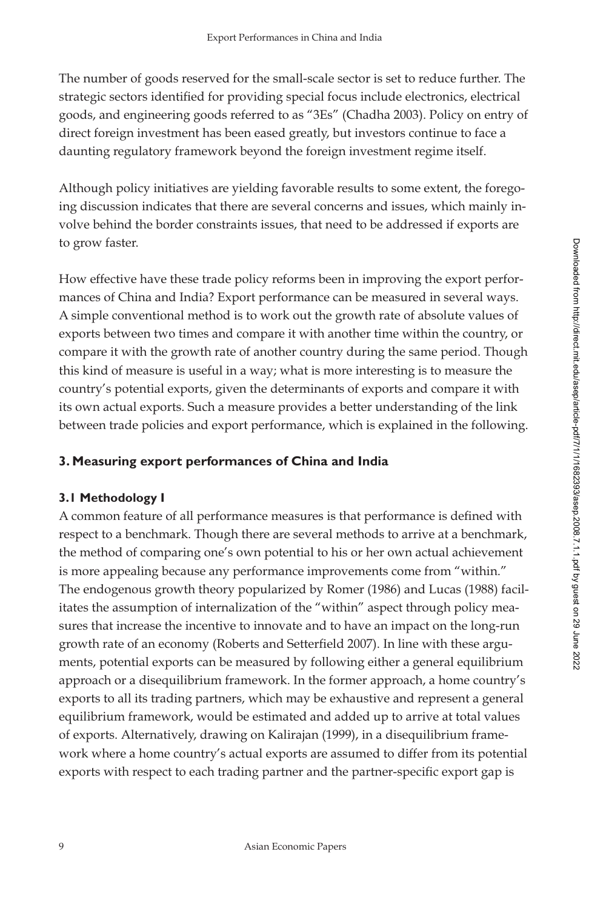The number of goods reserved for the small-scale sector is set to reduce further. The strategic sectors identified for providing special focus include electronics, electrical goods, and engineering goods referred to as "3Es" (Chadha 2003). Policy on entry of direct foreign investment has been eased greatly, but investors continue to face a daunting regulatory framework beyond the foreign investment regime itself.

Although policy initiatives are yielding favorable results to some extent, the foregoing discussion indicates that there are several concerns and issues, which mainly involve behind the border constraints issues, that need to be addressed if exports are to grow faster.

How effective have these trade policy reforms been in improving the export performances of China and India? Export performance can be measured in several ways. A simple conventional method is to work out the growth rate of absolute values of exports between two times and compare it with another time within the country, or compare it with the growth rate of another country during the same period. Though this kind of measure is useful in a way; what is more interesting is to measure the country's potential exports, given the determinants of exports and compare it with its own actual exports. Such a measure provides a better understanding of the link between trade policies and export performance, which is explained in the following.

## 3. Measuring export performances of China and India

### 3.1 Methodology I

A common feature of all performance measures is that performance is defined with respect to a benchmark. Though there are several methods to arrive at a benchmark, the method of comparing one's own potential to his or her own actual achievement is more appealing because any performance improvements come from "within." The endogenous growth theory popularized by Romer (1986) and Lucas (1988) facilitates the assumption of internalization of the "within" aspect through policy measures that increase the incentive to innovate and to have an impact on the long-run growth rate of an economy (Roberts and Setterfield 2007). In line with these arguments, potential exports can be measured by following either a general equilibrium approach or a disequilibrium framework. In the former approach, a home country's exports to all its trading partners, which may be exhaustive and represent a general equilibrium framework, would be estimated and added up to arrive at total values of exports. Alternatively, drawing on Kalirajan (1999), in a disequilibrium framework where a home country's actual exports are assumed to differ from its potential exports with respect to each trading partner and the partner-specific export gap is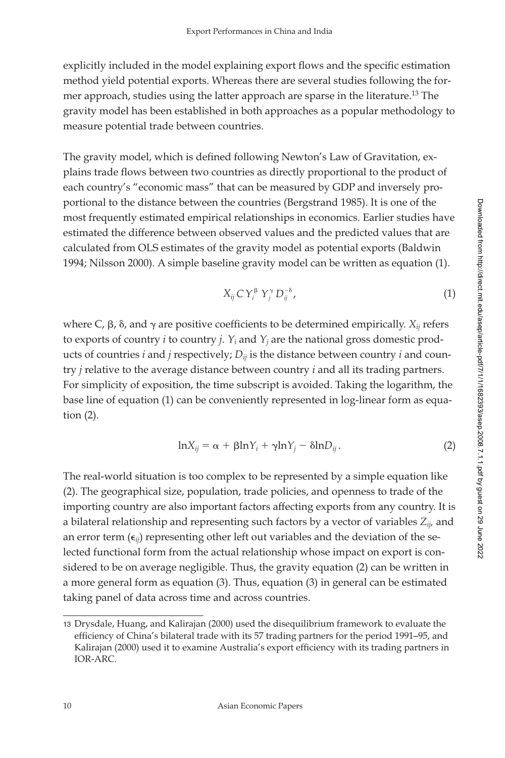explicitly included in the model explaining export flows and the specific estimation method yield potential exports. Whereas there are several studies following the former approach, studies using the latter approach are sparse in the literature.[13] The gravity model has been established in both approaches as a popular methodology to measure potential trade between countries.

The gravity model, which is defined following Newton's Law of Gravitation, explains trade flows between two countries as directly proportional to the product of each country's "economic mass" that can be measured by GDP and inversely proportional to the distance between the countries (Bergstrand 1985). It is one of the most frequently estimated empirical relationships in economics. Earlier studies have estimated the difference between observed values and the predicted values that are calculated from OLS estimates of the gravity model as potential exports (Baldwin 1994; Nilsson 2000). A simple baseline gravity model can be written as equation (1).

$$X_{ij} \, C \, Y_i^{\beta} \, Y_j^{\gamma} \, D_{ij}^{-\delta}, \tag{1}$$

where C, $\beta$, $\delta$, and $\gamma$ are positive coefficients to be determined empirically. $X_{ij}$ refers to exports of country $i$ to country $j$. $Y_i$ and $Y_j$ are the national gross domestic products of countries $i$ and $j$ respectively; $D_{ij}$ is the distance between country $i$ and country $j$ relative to the average distance between country $i$ and all its trading partners. For simplicity of exposition, the time subscript is avoided. Taking the logarithm, the base line of equation (1) can be conveniently represented in log-linear form as equation (2).

$$\ln X_{ij} = \alpha + \beta \ln Y_i + \gamma \ln Y_j - \delta \ln D_{ij}. \tag{2}$$

The real-world situation is too complex to be represented by a simple equation like (2). The geographical size, population, trade policies, and openness to trade of the importing country are also important factors affecting exports from any country. It is a bilateral relationship and representing such factors by a vector of variables $Z_{ij}$, and an error term ($\epsilon_{ij}$) representing other left out variables and the deviation of the selected functional form from the actual relationship whose impact on export is considered to be on average negligible. Thus, the gravity equation (2) can be written in a more general form as equation (3). Thus, equation (3) in general can be estimated taking panel of data across time and across countries.

---

13 Drysdale, Huang, and Kalirajan (2000) used the disequilibrium framework to evaluate the efficiency of China's bilateral trade with its 57 trading partners for the period 1991–95, and Kalirajan (2000) used it to examine Australia's export efficiency with its trading partners in IOR-ARC.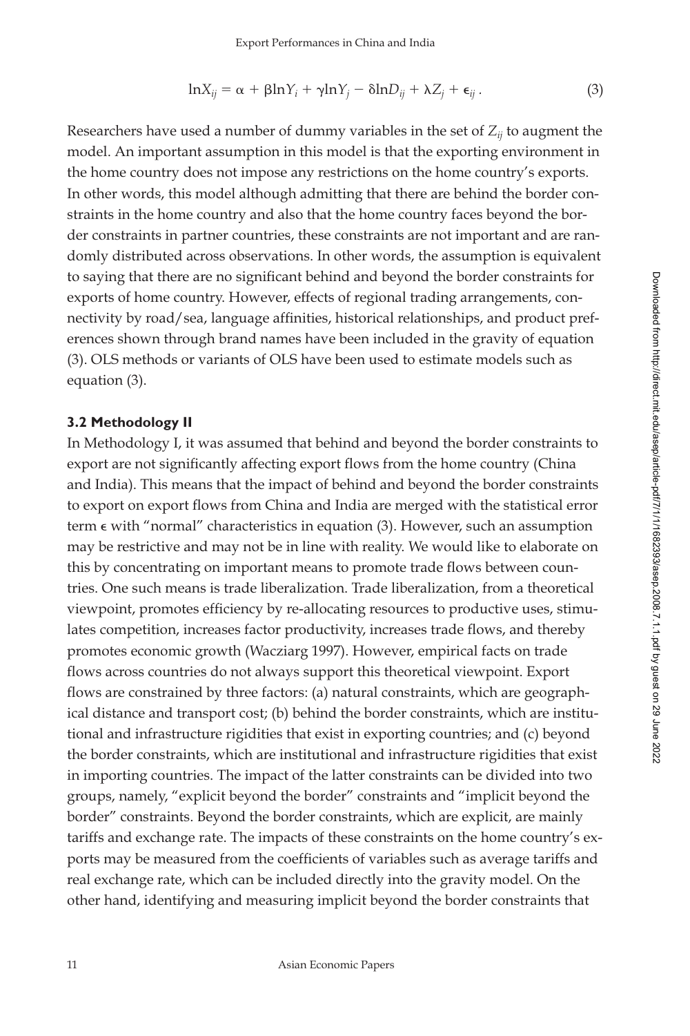$$\ln X_{ij} = \alpha + \beta \ln Y_i + \gamma \ln Y_j - \delta \ln D_{ij} + \lambda Z_j + \epsilon_{ij}\,. \tag{3}$$

Researchers have used a number of dummy variables in the set of $Z_{ij}$ to augment the model. An important assumption in this model is that the exporting environment in the home country does not impose any restrictions on the home country's exports. In other words, this model although admitting that there are behind the border constraints in the home country and also that the home country faces beyond the border constraints in partner countries, these constraints are not important and are randomly distributed across observations. In other words, the assumption is equivalent to saying that there are no significant behind and beyond the border constraints for exports of home country. However, effects of regional trading arrangements, connectivity by road/sea, language affinities, historical relationships, and product preferences shown through brand names have been included in the gravity of equation (3). OLS methods or variants of OLS have been used to estimate models such as equation (3).

### 3.2 Methodology II

In Methodology I, it was assumed that behind and beyond the border constraints to export are not significantly affecting export flows from the home country (China and India). This means that the impact of behind and beyond the border constraints to export on export flows from China and India are merged with the statistical error term $\epsilon$ with "normal" characteristics in equation (3). However, such an assumption may be restrictive and may not be in line with reality. We would like to elaborate on this by concentrating on important means to promote trade flows between countries. One such means is trade liberalization. Trade liberalization, from a theoretical viewpoint, promotes efficiency by re-allocating resources to productive uses, stimulates competition, increases factor productivity, increases trade flows, and thereby promotes economic growth (Wacziarg 1997). However, empirical facts on trade flows across countries do not always support this theoretical viewpoint. Export flows are constrained by three factors: (a) natural constraints, which are geographical distance and transport cost; (b) behind the border constraints, which are institutional and infrastructure rigidities that exist in exporting countries; and (c) beyond the border constraints, which are institutional and infrastructure rigidities that exist in importing countries. The impact of the latter constraints can be divided into two groups, namely, "explicit beyond the border" constraints and "implicit beyond the border" constraints. Beyond the border constraints, which are explicit, are mainly tariffs and exchange rate. The impacts of these constraints on the home country's exports may be measured from the coefficients of variables such as average tariffs and real exchange rate, which can be included directly into the gravity model. On the other hand, identifying and measuring implicit beyond the border constraints that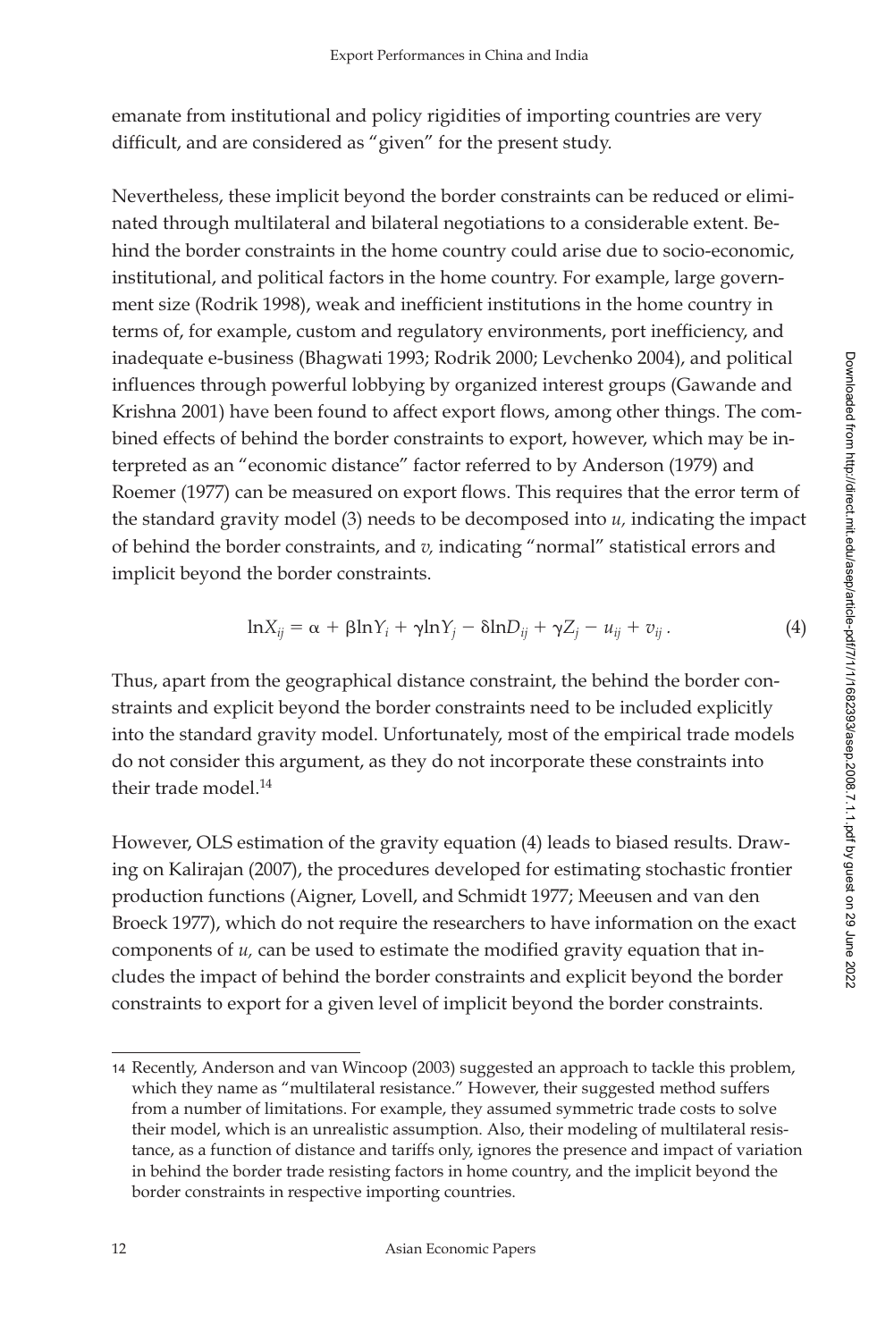emanate from institutional and policy rigidities of importing countries are very difficult, and are considered as "given" for the present study.

Nevertheless, these implicit beyond the border constraints can be reduced or eliminated through multilateral and bilateral negotiations to a considerable extent. Behind the border constraints in the home country could arise due to socio-economic, institutional, and political factors in the home country. For example, large government size (Rodrik 1998), weak and inefficient institutions in the home country in terms of, for example, custom and regulatory environments, port inefficiency, and inadequate e-business (Bhagwati 1993; Rodrik 2000; Levchenko 2004), and political influences through powerful lobbying by organized interest groups (Gawande and Krishna 2001) have been found to affect export flows, among other things. The combined effects of behind the border constraints to export, however, which may be interpreted as an "economic distance" factor referred to by Anderson (1979) and Roemer (1977) can be measured on export flows. This requires that the error term of the standard gravity model (3) needs to be decomposed into $u$, indicating the impact of behind the border constraints, and $v$, indicating "normal" statistical errors and implicit beyond the border constraints.

$$\ln X_{ij} = \alpha + \beta \ln Y_i + \gamma \ln Y_j - \delta \ln D_{ij} + \gamma Z_j - u_{ij} + v_{ij} . \tag{4}$$

Thus, apart from the geographical distance constraint, the behind the border constraints and explicit beyond the border constraints need to be included explicitly into the standard gravity model. Unfortunately, most of the empirical trade models do not consider this argument, as they do not incorporate these constraints into their trade model.[14]

However, OLS estimation of the gravity equation (4) leads to biased results. Drawing on Kalirajan (2007), the procedures developed for estimating stochastic frontier production functions (Aigner, Lovell, and Schmidt 1977; Meeusen and van den Broeck 1977), which do not require the researchers to have information on the exact components of $u$, can be used to estimate the modified gravity equation that includes the impact of behind the border constraints and explicit beyond the border constraints to export for a given level of implicit beyond the border constraints.

---

14 Recently, Anderson and van Wincoop (2003) suggested an approach to tackle this problem, which they name as "multilateral resistance." However, their suggested method suffers from a number of limitations. For example, they assumed symmetric trade costs to solve their model, which is an unrealistic assumption. Also, their modeling of multilateral resistance, as a function of distance and tariffs only, ignores the presence and impact of variation in behind the border trade resisting factors in home country, and the implicit beyond the border constraints in respective importing countries.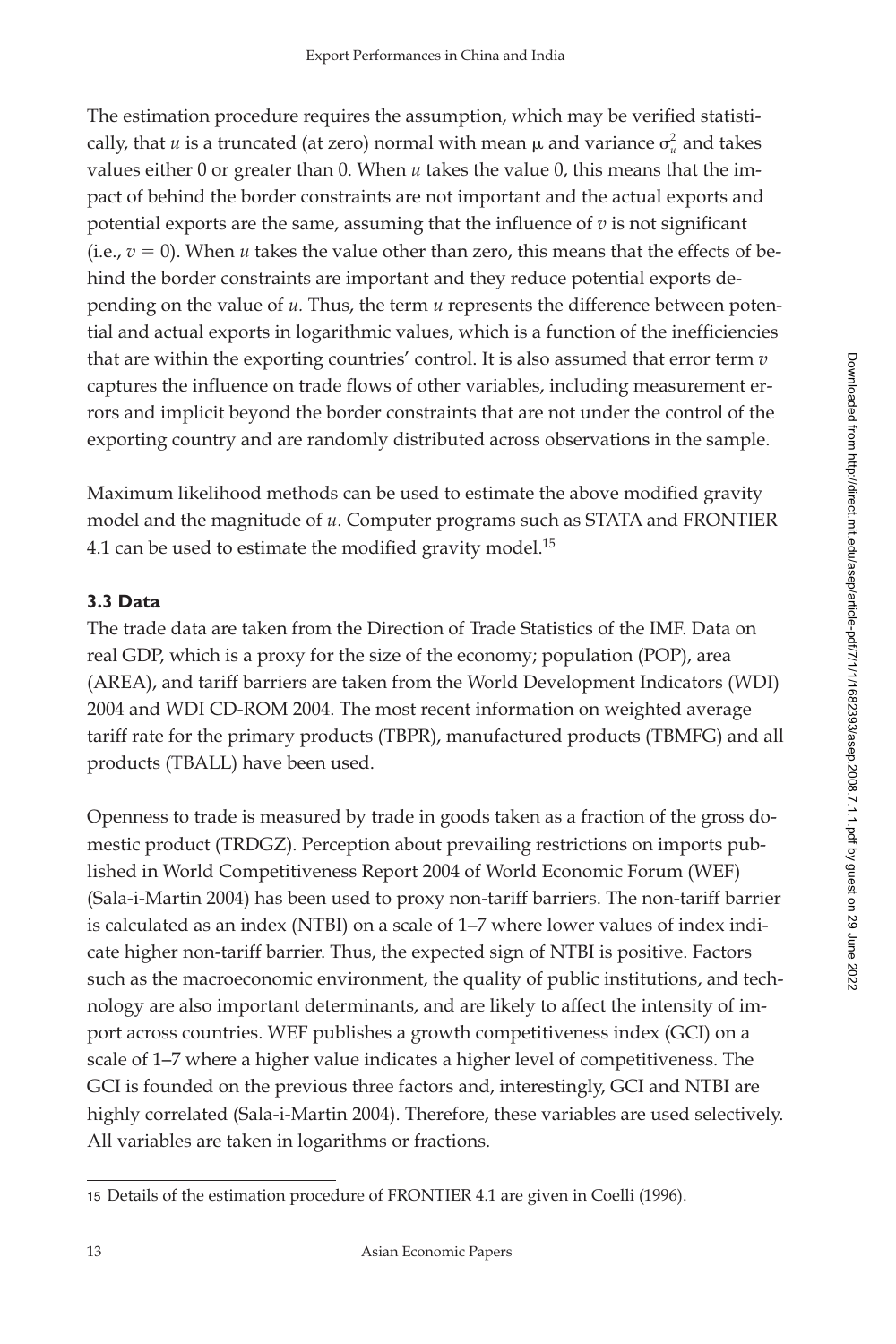The estimation procedure requires the assumption, which may be verified statistically, that $u$ is a truncated (at zero) normal with mean $\mu$ and variance $\sigma_u^2$ and takes values either 0 or greater than 0. When $u$ takes the value 0, this means that the impact of behind the border constraints are not important and the actual exports and potential exports are the same, assuming that the influence of $v$ is not significant (i.e., $v = 0$). When $u$ takes the value other than zero, this means that the effects of behind the border constraints are important and they reduce potential exports depending on the value of $u$. Thus, the term $u$ represents the difference between potential and actual exports in logarithmic values, which is a function of the inefficiencies that are within the exporting countries' control. It is also assumed that error term $v$ captures the influence on trade flows of other variables, including measurement errors and implicit beyond the border constraints that are not under the control of the exporting country and are randomly distributed across observations in the sample.

Maximum likelihood methods can be used to estimate the above modified gravity model and the magnitude of $u$. Computer programs such as STATA and FRONTIER 4.1 can be used to estimate the modified gravity model.[15]

### 3.3 Data

The trade data are taken from the Direction of Trade Statistics of the IMF. Data on real GDP, which is a proxy for the size of the economy; population (POP), area (AREA), and tariff barriers are taken from the World Development Indicators (WDI) 2004 and WDI CD-ROM 2004. The most recent information on weighted average tariff rate for the primary products (TBPR), manufactured products (TBMFG) and all products (TBALL) have been used.

Openness to trade is measured by trade in goods taken as a fraction of the gross domestic product (TRDGZ). Perception about prevailing restrictions on imports published in World Competitiveness Report 2004 of World Economic Forum (WEF) (Sala-i-Martin 2004) has been used to proxy non-tariff barriers. The non-tariff barrier is calculated as an index (NTBI) on a scale of 1–7 where lower values of index indicate higher non-tariff barrier. Thus, the expected sign of NTBI is positive. Factors such as the macroeconomic environment, the quality of public institutions, and technology are also important determinants, and are likely to affect the intensity of import across countries. WEF publishes a growth competitiveness index (GCI) on a scale of 1–7 where a higher value indicates a higher level of competitiveness. The GCI is founded on the previous three factors and, interestingly, GCI and NTBI are highly correlated (Sala-i-Martin 2004). Therefore, these variables are used selectively. All variables are taken in logarithms or fractions.

---

15 Details of the estimation procedure of FRONTIER 4.1 are given in Coelli (1996).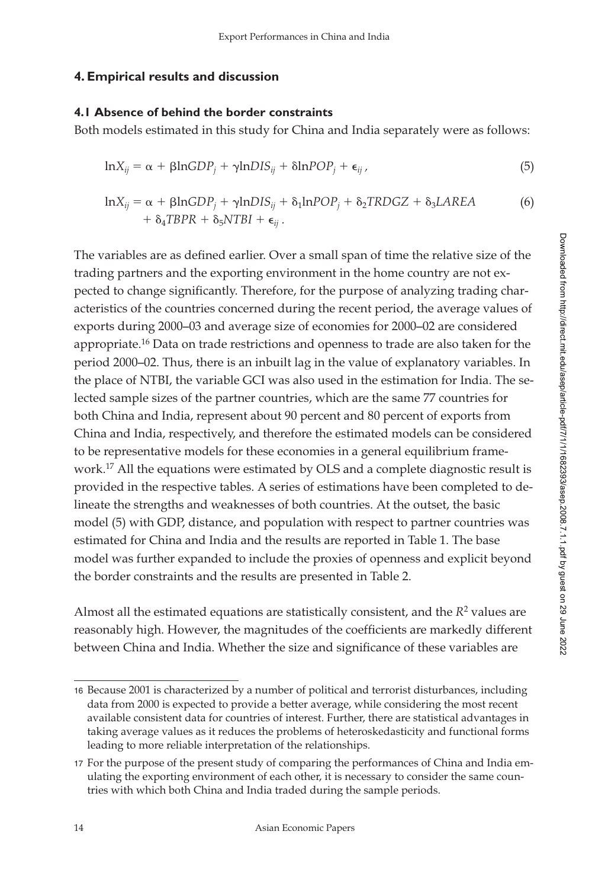## 4. Empirical results and discussion

### 4.1 Absence of behind the border constraints

Both models estimated in this study for China and India separately were as follows:

$$\ln X_{ij} = \alpha + \beta \ln GDP_j + \gamma \ln DIS_{ij} + \delta \ln POP_j + \epsilon_{ij}, \tag{5}$$

$$\ln X_{ij} = \alpha + \beta \ln GDP_j + \gamma \ln DIS_{ij} + \delta_1 \ln POP_j + \delta_2 TRDGZ + \delta_3 LAREA + \delta_4 TBPR + \delta_5 NTBI + \epsilon_{ij}. \tag{6}$$

The variables are as defined earlier. Over a small span of time the relative size of the trading partners and the exporting environment in the home country are not expected to change significantly. Therefore, for the purpose of analyzing trading characteristics of the countries concerned during the recent period, the average values of exports during 2000–03 and average size of economies for 2000–02 are considered appropriate.[16] Data on trade restrictions and openness to trade are also taken for the period 2000–02. Thus, there is an inbuilt lag in the value of explanatory variables. In the place of NTBI, the variable GCI was also used in the estimation for India. The selected sample sizes of the partner countries, which are the same 77 countries for both China and India, represent about 90 percent and 80 percent of exports from China and India, respectively, and therefore the estimated models can be considered to be representative models for these economies in a general equilibrium framework.[17] All the equations were estimated by OLS and a complete diagnostic result is provided in the respective tables. A series of estimations have been completed to delineate the strengths and weaknesses of both countries. At the outset, the basic model (5) with GDP, distance, and population with respect to partner countries was estimated for China and India and the results are reported in Table 1. The base model was further expanded to include the proxies of openness and explicit beyond the border constraints and the results are presented in Table 2.

Almost all the estimated equations are statistically consistent, and the $R^2$ values are reasonably high. However, the magnitudes of the coefficients are markedly different between China and India. Whether the size and significance of these variables are

---

16 Because 2001 is characterized by a number of political and terrorist disturbances, including data from 2000 is expected to provide a better average, while considering the most recent available consistent data for countries of interest. Further, there are statistical advantages in taking average values as it reduces the problems of heteroskedasticity and functional forms leading to more reliable interpretation of the relationships.

17 For the purpose of the present study of comparing the performances of China and India emulating the exporting environment of each other, it is necessary to consider the same countries with which both China and India traded during the sample periods.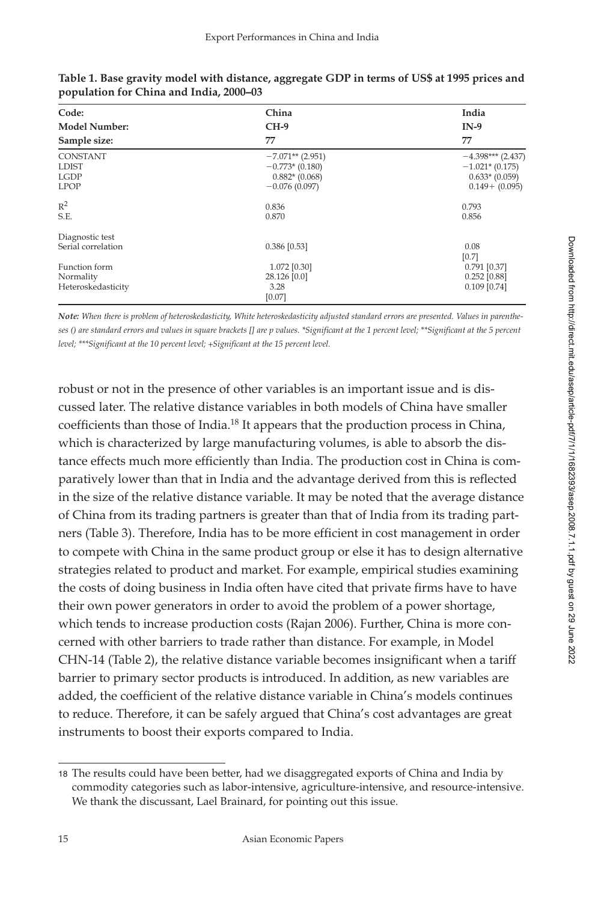**Table 1. Base gravity model with distance, aggregate GDP in terms of US$ at 1995 prices and population for China and India, 2000–03**

| Code: | China | India |
|---|---|---|
| **Model Number:** | **CH-9** | **IN-9** |
| **Sample size:** | 77 | 77 |
| CONSTANT | −7.071** (2.951) | −4.398*** (2.437) |
| LDIST | −0.773* (0.180) | −1.021* (0.175) |
| LGDP | 0.882* (0.068) | 0.633* (0.059) |
| LPOP | −0.076 (0.097) | 0.149+ (0.095) |
| $R^2$ | 0.836 | 0.793 |
| S.E. | 0.870 | 0.856 |
| Diagnostic test | | |
| Serial correlation | 0.386 [0.53] | 0.08 [0.7] |
| Function form | 1.072 [0.30] | 0.791 [0.37] |
| Normality | 28.126 [0.0] | 0.252 [0.88] |
| Heteroskedasticity | 3.28 [0.07] | 0.109 [0.74] |

*Note: When there is problem of heteroskedasticity, White heteroskedasticity adjusted standard errors are presented. Values in parentheses () are standard errors and values in square brackets [] are p values. *Significant at the 1 percent level; **Significant at the 5 percent level; ***Significant at the 10 percent level; +Significant at the 15 percent level.*

robust or not in the presence of other variables is an important issue and is discussed later. The relative distance variables in both models of China have smaller coefficients than those of India.[18] It appears that the production process in China, which is characterized by large manufacturing volumes, is able to absorb the distance effects much more efficiently than India. The production cost in China is comparatively lower than that in India and the advantage derived from this is reflected in the size of the relative distance variable. It may be noted that the average distance of China from its trading partners is greater than that of India from its trading partners (Table 3). Therefore, India has to be more efficient in cost management in order to compete with China in the same product group or else it has to design alternative strategies related to product and market. For example, empirical studies examining the costs of doing business in India often have cited that private firms have to have their own power generators in order to avoid the problem of a power shortage, which tends to increase production costs (Rajan 2006). Further, China is more concerned with other barriers to trade rather than distance. For example, in Model CHN-14 (Table 2), the relative distance variable becomes insignificant when a tariff barrier to primary sector products is introduced. In addition, as new variables are added, the coefficient of the relative distance variable in China's models continues to reduce. Therefore, it can be safely argued that China's cost advantages are great instruments to boost their exports compared to India.

[18] The results could have been better, had we disaggregated exports of China and India by commodity categories such as labor-intensive, agriculture-intensive, and resource-intensive. We thank the discussant, Lael Brainard, for pointing out this issue.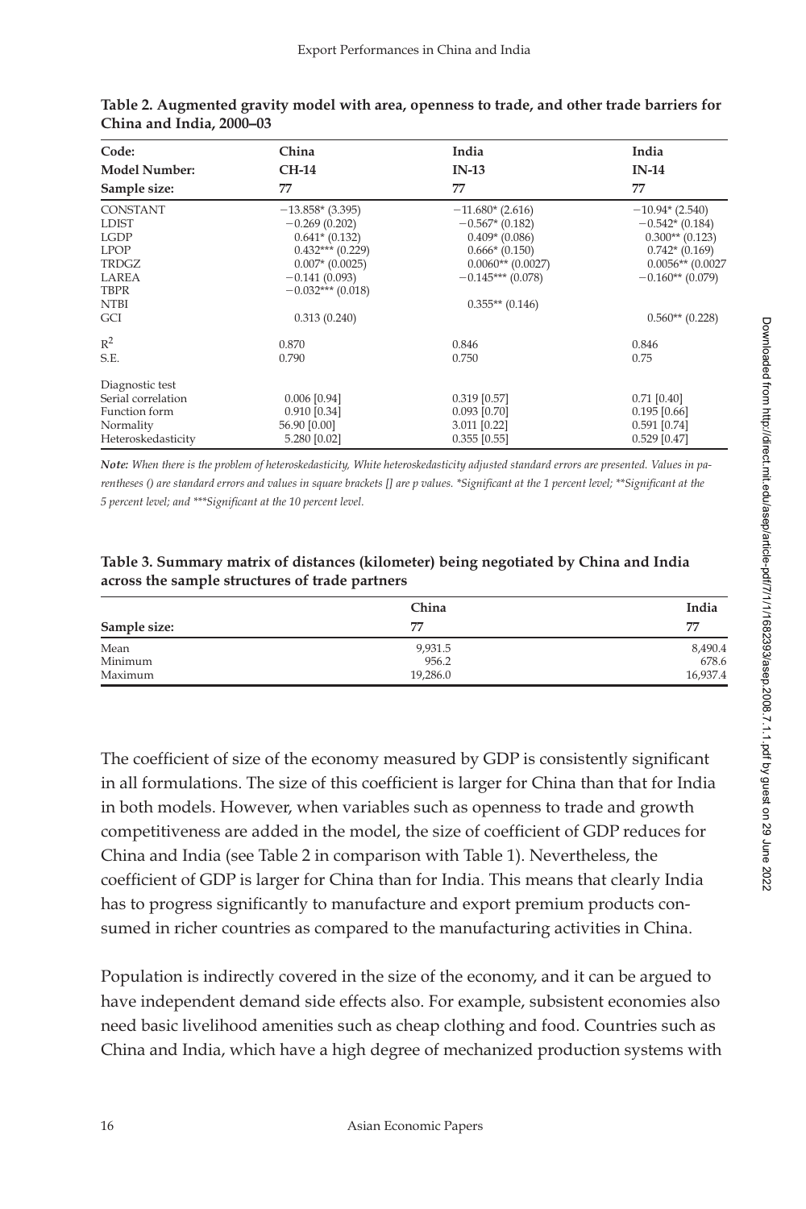**Table 2. Augmented gravity model with area, openness to trade, and other trade barriers for China and India, 2000–03**

| Code: | China | India | India |
|---|---|---|---|
| **Model Number:** | **CH-14** | **IN-13** | **IN-14** |
| **Sample size:** | 77 | 77 | 77 |
| CONSTANT | −13.858* (3.395) | −11.680* (2.616) | −10.94* (2.540) |
| LDIST | −0.269 (0.202) | −0.567* (0.182) | −0.542* (0.184) |
| LGDP | 0.641* (0.132) | 0.409* (0.086) | 0.300** (0.123) |
| LPOP | 0.432*** (0.229) | 0.666* (0.150) | 0.742* (0.169) |
| TRDGZ | 0.007* (0.0025) | 0.0060** (0.0027) | 0.0056** (0.0027 |
| LAREA | −0.141 (0.093) | −0.145*** (0.078) | −0.160** (0.079) |
| TBPR | −0.032*** (0.018) | | |
| NTBI | | 0.355** (0.146) | |
| GCI | 0.313 (0.240) | | 0.560** (0.228) |
| $R^2$ | 0.870 | 0.846 | 0.846 |
| S.E. | 0.790 | 0.750 | 0.75 |
| Diagnostic test | | | |
| Serial correlation | 0.006 [0.94] | 0.319 [0.57] | 0.71 [0.40] |
| Function form | 0.910 [0.34] | 0.093 [0.70] | 0.195 [0.66] |
| Normality | 56.90 [0.00] | 3.011 [0.22] | 0.591 [0.74] |
| Heteroskedasticity | 5.280 [0.02] | 0.355 [0.55] | 0.529 [0.47] |

*Note: When there is the problem of heteroskedasticity, White heteroskedasticity adjusted standard errors are presented. Values in parentheses () are standard errors and values in square brackets [] are p values. *Significant at the 1 percent level; **Significant at the 5 percent level; and ***Significant at the 10 percent level.*

**Table 3. Summary matrix of distances (kilometer) being negotiated by China and India across the sample structures of trade partners**

| | China | India |
|---|---|---|
| **Sample size:** | 77 | 77 |
| Mean | 9,931.5 | 8,490.4 |
| Minimum | 956.2 | 678.6 |
| Maximum | 19,286.0 | 16,937.4 |

The coefficient of size of the economy measured by GDP is consistently significant in all formulations. The size of this coefficient is larger for China than that for India in both models. However, when variables such as openness to trade and growth competitiveness are added in the model, the size of coefficient of GDP reduces for China and India (see Table 2 in comparison with Table 1). Nevertheless, the coefficient of GDP is larger for China than for India. This means that clearly India has to progress significantly to manufacture and export premium products consumed in richer countries as compared to the manufacturing activities in China.

Population is indirectly covered in the size of the economy, and it can be argued to have independent demand side effects also. For example, subsistent economies also need basic livelihood amenities such as cheap clothing and food. Countries such as China and India, which have a high degree of mechanized production systems with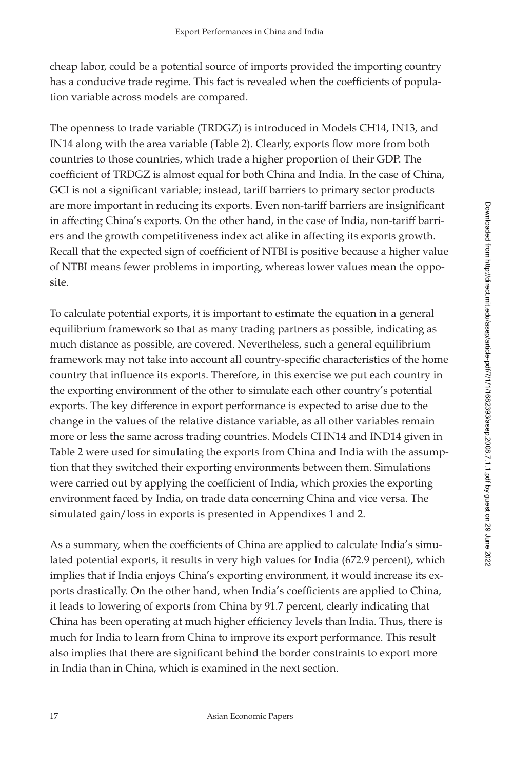cheap labor, could be a potential source of imports provided the importing country has a conducive trade regime. This fact is revealed when the coefficients of population variable across models are compared.

The openness to trade variable (TRDGZ) is introduced in Models CH14, IN13, and IN14 along with the area variable (Table 2). Clearly, exports flow more from both countries to those countries, which trade a higher proportion of their GDP. The coefficient of TRDGZ is almost equal for both China and India. In the case of China, GCI is not a significant variable; instead, tariff barriers to primary sector products are more important in reducing its exports. Even non-tariff barriers are insignificant in affecting China's exports. On the other hand, in the case of India, non-tariff barriers and the growth competitiveness index act alike in affecting its exports growth. Recall that the expected sign of coefficient of NTBI is positive because a higher value of NTBI means fewer problems in importing, whereas lower values mean the opposite.

To calculate potential exports, it is important to estimate the equation in a general equilibrium framework so that as many trading partners as possible, indicating as much distance as possible, are covered. Nevertheless, such a general equilibrium framework may not take into account all country-specific characteristics of the home country that influence its exports. Therefore, in this exercise we put each country in the exporting environment of the other to simulate each other country's potential exports. The key difference in export performance is expected to arise due to the change in the values of the relative distance variable, as all other variables remain more or less the same across trading countries. Models CHN14 and IND14 given in Table 2 were used for simulating the exports from China and India with the assumption that they switched their exporting environments between them. Simulations were carried out by applying the coefficient of India, which proxies the exporting environment faced by India, on trade data concerning China and vice versa. The simulated gain/loss in exports is presented in Appendixes 1 and 2.

As a summary, when the coefficients of China are applied to calculate India's simulated potential exports, it results in very high values for India (672.9 percent), which implies that if India enjoys China's exporting environment, it would increase its exports drastically. On the other hand, when India's coefficients are applied to China, it leads to lowering of exports from China by 91.7 percent, clearly indicating that China has been operating at much higher efficiency levels than India. Thus, there is much for India to learn from China to improve its export performance. This result also implies that there are significant behind the border constraints to export more in India than in China, which is examined in the next section.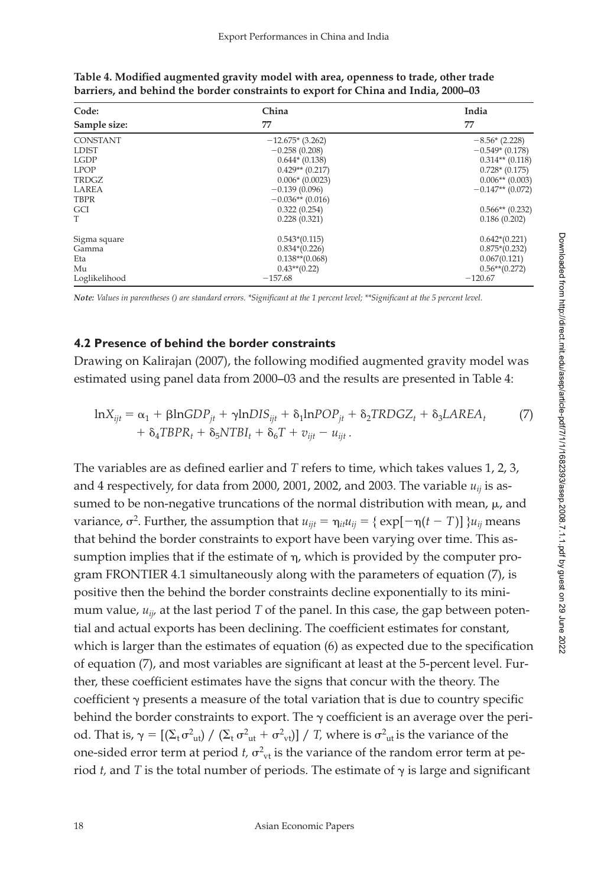**Table 4. Modified augmented gravity model with area, openness to trade, other trade barriers, and behind the border constraints to export for China and India, 2000–03**

| Code: | China | India |
|---|---|---|
| Sample size: | 77 | 77 |
| CONSTANT | −12.675* (3.262) | −8.56* (2.228) |
| LDIST | −0.258 (0.208) | −0.549* (0.178) |
| LGDP | 0.644* (0.138) | 0.314** (0.118) |
| LPOP | 0.429** (0.217) | 0.728* (0.175) |
| TRDGZ | 0.006* (0.0023) | 0.006** (0.003) |
| LAREA | −0.139 (0.096) | −0.147** (0.072) |
| TBPR | −0.036** (0.016) | |
| GCI | 0.322 (0.254) | 0.566** (0.232) |
| T | 0.228 (0.321) | 0.186 (0.202) |
| Sigma square | 0.543*(0.115) | 0.642*(0.221) |
| Gamma | 0.834*(0.226) | 0.875*(0.232) |
| Eta | 0.138**(0.068) | 0.067(0.121) |
| Mu | 0.43**(0.22) | 0.56**(0.272) |
| Loglikelihood | −157.68 | −120.67 |

*Note: Values in parentheses () are standard errors. *Significant at the 1 percent level; **Significant at the 5 percent level.*

### 4.2 Presence of behind the border constraints

Drawing on Kalirajan (2007), the following modified augmented gravity model was estimated using panel data from 2000–03 and the results are presented in Table 4:

$$\ln X_{ijt} = \alpha_1 + \beta \ln GDP_{jt} + \gamma \ln DIS_{ijt} + \delta_1 \ln POP_{jt} + \delta_2 TRDGZ_t + \delta_3 LAREA_t + \delta_4 TBPR_t + \delta_5 NTBI_t + \delta_6 T + v_{ijt} - u_{ijt}. \quad (7)$$

The variables are as defined earlier and $T$ refers to time, which takes values 1, 2, 3, and 4 respectively, for data from 2000, 2001, 2002, and 2003. The variable $u_{ij}$ is assumed to be non-negative truncations of the normal distribution with mean, $\mu$, and variance, $\sigma^2$. Further, the assumption that $u_{ijt} = \eta_{it} u_{ij} = \{\exp[-\eta(t - T)]\} u_{ij}$ means that behind the border constraints to export have been varying over time. This assumption implies that if the estimate of $\eta$, which is provided by the computer program FRONTIER 4.1 simultaneously along with the parameters of equation (7), is positive then the behind the border constraints decline exponentially to its minimum value, $u_{ij}$, at the last period $T$ of the panel. In this case, the gap between potential and actual exports has been declining. The coefficient estimates for constant, which is larger than the estimates of equation (6) as expected due to the specification of equation (7), and most variables are significant at least at the 5-percent level. Further, these coefficient estimates have the signs that concur with the theory. The coefficient $\gamma$ presents a measure of the total variation that is due to country specific behind the border constraints to export. The $\gamma$ coefficient is an average over the period. That is, $\gamma = [(\Sigma_t \sigma^2_{ut}) / (\Sigma_t \sigma^2_{ut} + \sigma^2_{vt})] / T$, where is $\sigma^2_{ut}$ is the variance of the one-sided error term at period $t$, $\sigma^2_{vt}$ is the variance of the random error term at period $t$, and $T$ is the total number of periods. The estimate of $\gamma$ is large and significant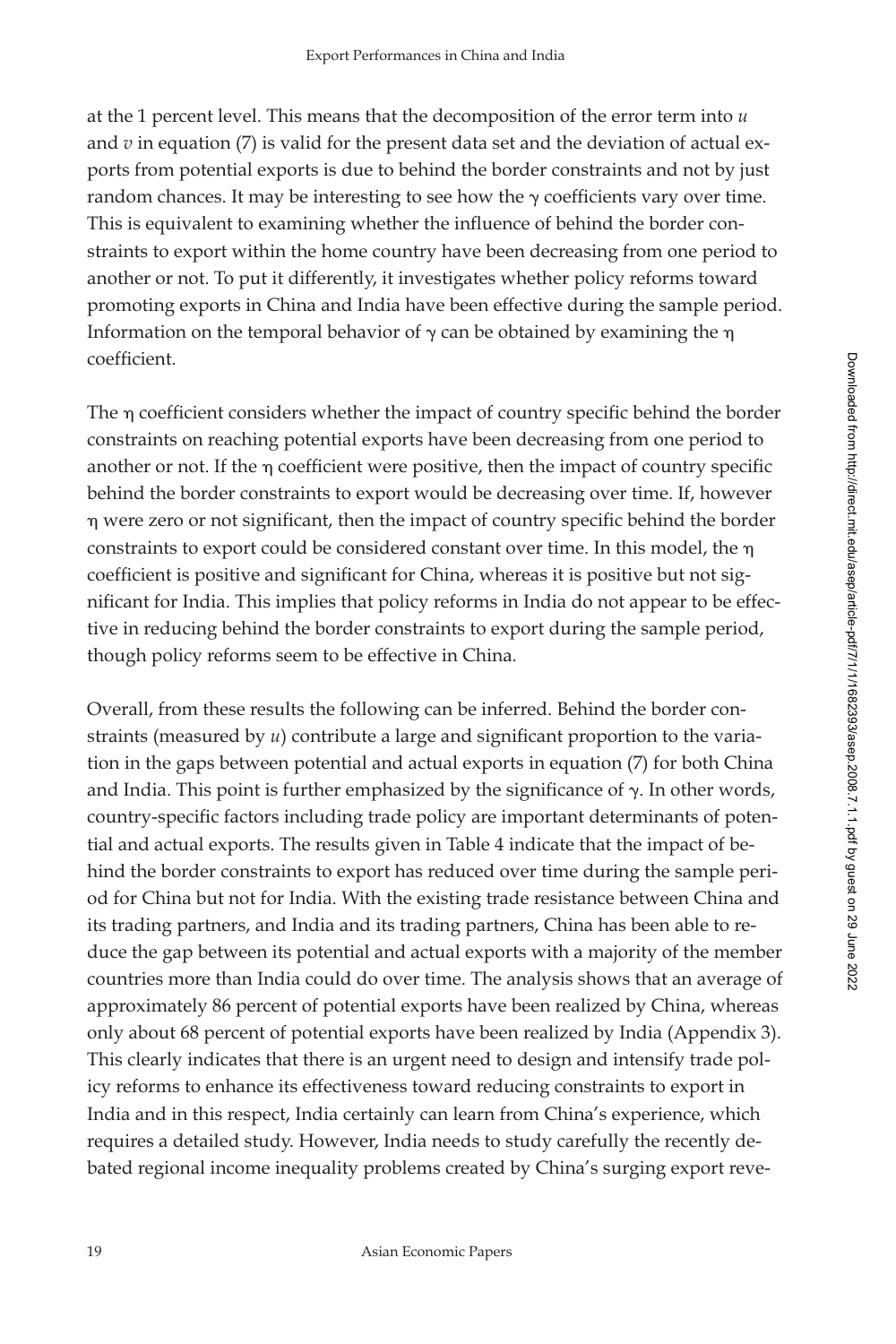at the 1 percent level. This means that the decomposition of the error term into $u$ and $v$ in equation (7) is valid for the present data set and the deviation of actual exports from potential exports is due to behind the border constraints and not by just random chances. It may be interesting to see how the $\gamma$ coefficients vary over time. This is equivalent to examining whether the influence of behind the border constraints to export within the home country have been decreasing from one period to another or not. To put it differently, it investigates whether policy reforms toward promoting exports in China and India have been effective during the sample period. Information on the temporal behavior of $\gamma$ can be obtained by examining the $\eta$ coefficient.

The $\eta$ coefficient considers whether the impact of country specific behind the border constraints on reaching potential exports have been decreasing from one period to another or not. If the $\eta$ coefficient were positive, then the impact of country specific behind the border constraints to export would be decreasing over time. If, however $\eta$ were zero or not significant, then the impact of country specific behind the border constraints to export could be considered constant over time. In this model, the $\eta$ coefficient is positive and significant for China, whereas it is positive but not significant for India. This implies that policy reforms in India do not appear to be effective in reducing behind the border constraints to export during the sample period, though policy reforms seem to be effective in China.

Overall, from these results the following can be inferred. Behind the border constraints (measured by $u$) contribute a large and significant proportion to the variation in the gaps between potential and actual exports in equation (7) for both China and India. This point is further emphasized by the significance of $\gamma$. In other words, country-specific factors including trade policy are important determinants of potential and actual exports. The results given in Table 4 indicate that the impact of behind the border constraints to export has reduced over time during the sample period for China but not for India. With the existing trade resistance between China and its trading partners, and India and its trading partners, China has been able to reduce the gap between its potential and actual exports with a majority of the member countries more than India could do over time. The analysis shows that an average of approximately 86 percent of potential exports have been realized by China, whereas only about 68 percent of potential exports have been realized by India (Appendix 3). This clearly indicates that there is an urgent need to design and intensify trade policy reforms to enhance its effectiveness toward reducing constraints to export in India and in this respect, India certainly can learn from China's experience, which requires a detailed study. However, India needs to study carefully the recently debated regional income inequality problems created by China's surging export reve-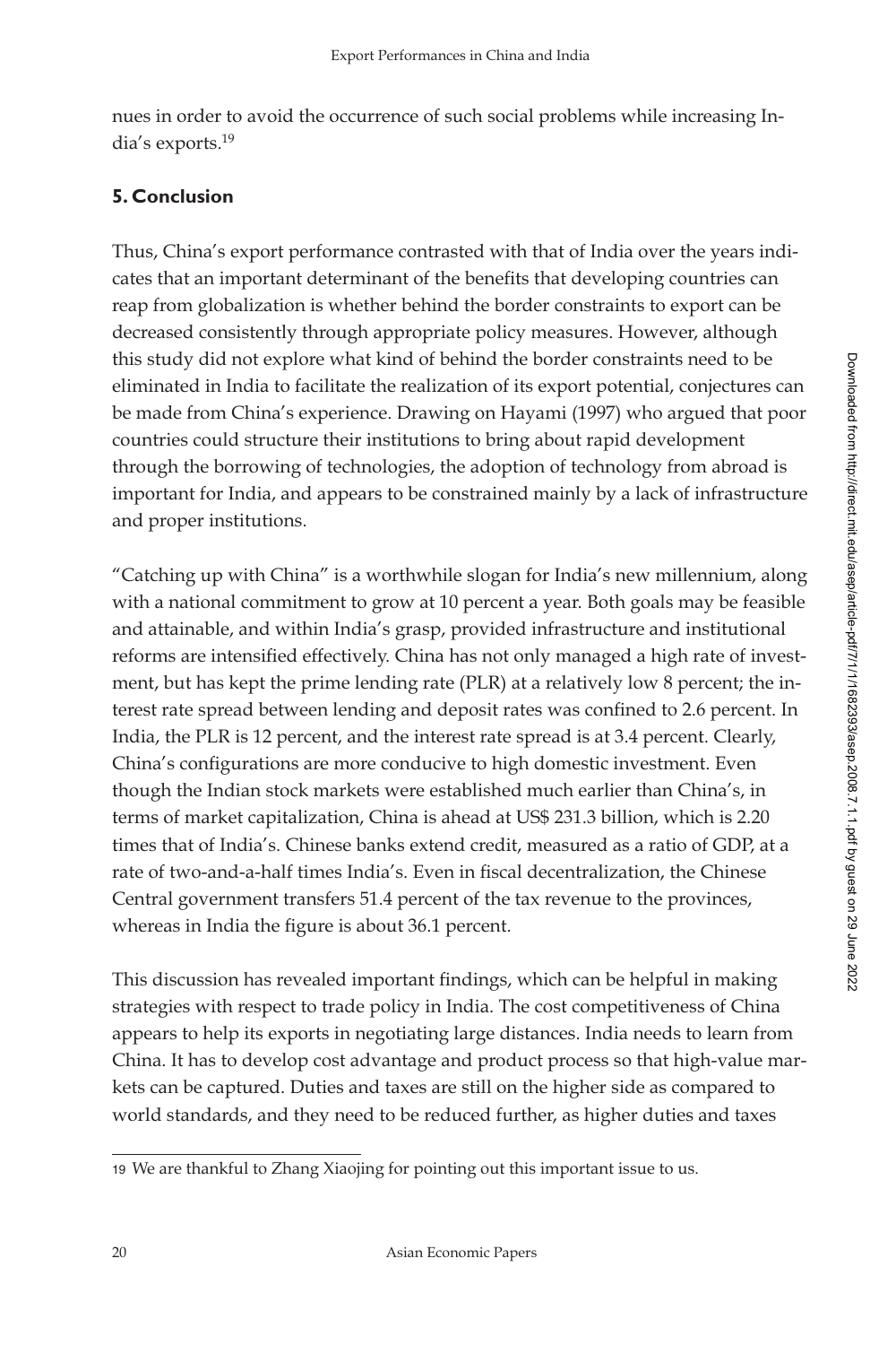nues in order to avoid the occurrence of such social problems while increasing India's exports.[19]

## 5. Conclusion

Thus, China's export performance contrasted with that of India over the years indicates that an important determinant of the benefits that developing countries can reap from globalization is whether behind the border constraints to export can be decreased consistently through appropriate policy measures. However, although this study did not explore what kind of behind the border constraints need to be eliminated in India to facilitate the realization of its export potential, conjectures can be made from China's experience. Drawing on Hayami (1997) who argued that poor countries could structure their institutions to bring about rapid development through the borrowing of technologies, the adoption of technology from abroad is important for India, and appears to be constrained mainly by a lack of infrastructure and proper institutions.

"Catching up with China" is a worthwhile slogan for India's new millennium, along with a national commitment to grow at 10 percent a year. Both goals may be feasible and attainable, and within India's grasp, provided infrastructure and institutional reforms are intensified effectively. China has not only managed a high rate of investment, but has kept the prime lending rate (PLR) at a relatively low 8 percent; the interest rate spread between lending and deposit rates was confined to 2.6 percent. In India, the PLR is 12 percent, and the interest rate spread is at 3.4 percent. Clearly, China's configurations are more conducive to high domestic investment. Even though the Indian stock markets were established much earlier than China's, in terms of market capitalization, China is ahead at US$ 231.3 billion, which is 2.20 times that of India's. Chinese banks extend credit, measured as a ratio of GDP, at a rate of two-and-a-half times India's. Even in fiscal decentralization, the Chinese Central government transfers 51.4 percent of the tax revenue to the provinces, whereas in India the figure is about 36.1 percent.

This discussion has revealed important findings, which can be helpful in making strategies with respect to trade policy in India. The cost competitiveness of China appears to help its exports in negotiating large distances. India needs to learn from China. It has to develop cost advantage and product process so that high-value markets can be captured. Duties and taxes are still on the higher side as compared to world standards, and they need to be reduced further, as higher duties and taxes

---

[19] We are thankful to Zhang Xiaojing for pointing out this important issue to us.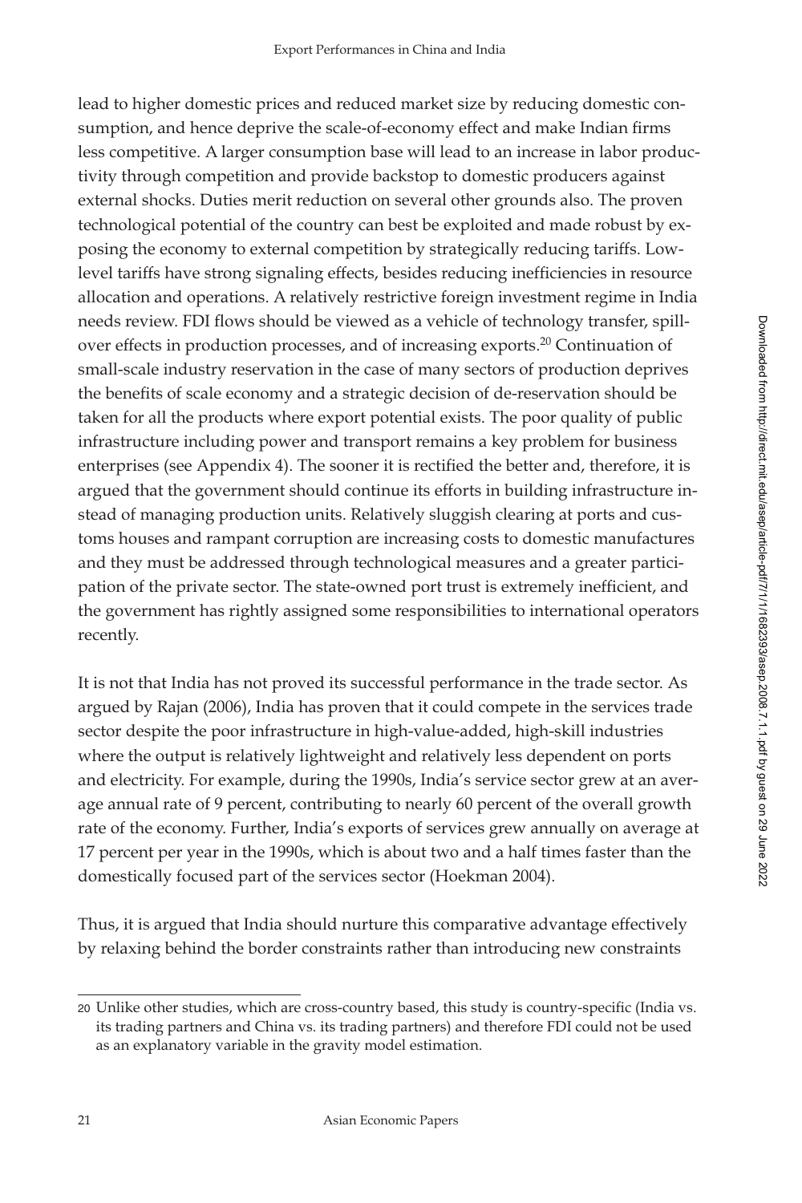lead to higher domestic prices and reduced market size by reducing domestic consumption, and hence deprive the scale-of-economy effect and make Indian firms less competitive. A larger consumption base will lead to an increase in labor productivity through competition and provide backstop to domestic producers against external shocks. Duties merit reduction on several other grounds also. The proven technological potential of the country can best be exploited and made robust by exposing the economy to external competition by strategically reducing tariffs. Low-level tariffs have strong signaling effects, besides reducing inefficiencies in resource allocation and operations. A relatively restrictive foreign investment regime in India needs review. FDI flows should be viewed as a vehicle of technology transfer, spill-over effects in production processes, and of increasing exports.[20] Continuation of small-scale industry reservation in the case of many sectors of production deprives the benefits of scale economy and a strategic decision of de-reservation should be taken for all the products where export potential exists. The poor quality of public infrastructure including power and transport remains a key problem for business enterprises (see Appendix 4). The sooner it is rectified the better and, therefore, it is argued that the government should continue its efforts in building infrastructure instead of managing production units. Relatively sluggish clearing at ports and customs houses and rampant corruption are increasing costs to domestic manufactures and they must be addressed through technological measures and a greater participation of the private sector. The state-owned port trust is extremely inefficient, and the government has rightly assigned some responsibilities to international operators recently.

It is not that India has not proved its successful performance in the trade sector. As argued by Rajan (2006), India has proven that it could compete in the services trade sector despite the poor infrastructure in high-value-added, high-skill industries where the output is relatively lightweight and relatively less dependent on ports and electricity. For example, during the 1990s, India's service sector grew at an average annual rate of 9 percent, contributing to nearly 60 percent of the overall growth rate of the economy. Further, India's exports of services grew annually on average at 17 percent per year in the 1990s, which is about two and a half times faster than the domestically focused part of the services sector (Hoekman 2004).

Thus, it is argued that India should nurture this comparative advantage effectively by relaxing behind the border constraints rather than introducing new constraints

20 Unlike other studies, which are cross-country based, this study is country-specific (India vs. its trading partners and China vs. its trading partners) and therefore FDI could not be used as an explanatory variable in the gravity model estimation.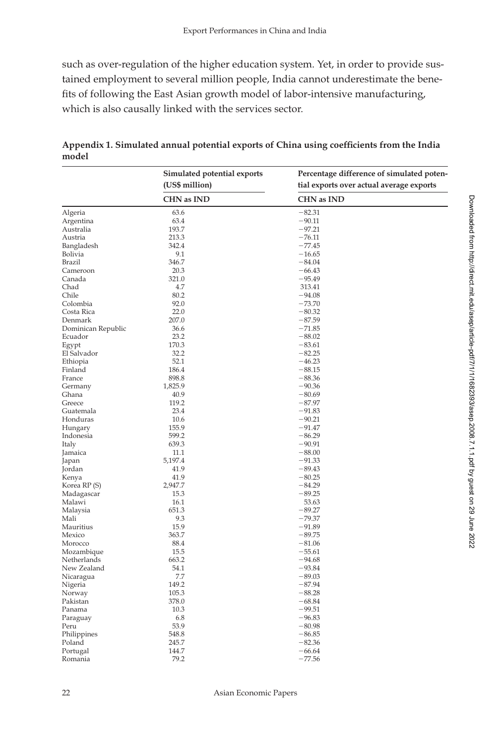such as over-regulation of the higher education system. Yet, in order to provide sustained employment to several million people, India cannot underestimate the benefits of following the East Asian growth model of labor-intensive manufacturing, which is also causally linked with the services sector.

**Appendix 1. Simulated annual potential exports of China using coefficients from the India model**

| | Simulated potential exports (US$ million) | Percentage difference of simulated potential exports over actual average exports |
|---|---|---|
| | CHN as IND | CHN as IND |
| Algeria | 63.6 | −82.31 |
| Argentina | 63.4 | −90.11 |
| Australia | 193.7 | −97.21 |
| Austria | 213.3 | −76.11 |
| Bangladesh | 342.4 | −77.45 |
| Bolivia | 9.1 | −16.65 |
| Brazil | 346.7 | −84.04 |
| Cameroon | 20.3 | −66.43 |
| Canada | 321.0 | −95.49 |
| Chad | 4.7 | 313.41 |
| Chile | 80.2 | −94.08 |
| Colombia | 92.0 | −73.70 |
| Costa Rica | 22.0 | −80.32 |
| Denmark | 207.0 | −87.59 |
| Dominican Republic | 36.6 | −71.85 |
| Ecuador | 23.2 | −88.02 |
| Egypt | 170.3 | −83.61 |
| El Salvador | 32.2 | −82.25 |
| Ethiopia | 52.1 | −46.23 |
| Finland | 186.4 | −88.15 |
| France | 898.8 | −88.36 |
| Germany | 1,825.9 | −90.36 |
| Ghana | 40.9 | −80.69 |
| Greece | 119.2 | −87.97 |
| Guatemala | 23.4 | −91.83 |
| Honduras | 10.6 | −90.21 |
| Hungary | 155.9 | −91.47 |
| Indonesia | 599.2 | −86.29 |
| Italy | 639.3 | −90.91 |
| Jamaica | 11.1 | −88.00 |
| Japan | 5,197.4 | −91.33 |
| Jordan | 41.9 | −89.43 |
| Kenya | 41.9 | −80.25 |
| Korea RP (S) | 2,947.7 | −84.29 |
| Madagascar | 15.3 | −89.25 |
| Malawi | 16.1 | 53.63 |
| Malaysia | 651.3 | −89.27 |
| Mali | 9.3 | −79.37 |
| Mauritius | 15.9 | −91.89 |
| Mexico | 363.7 | −89.75 |
| Morocco | 88.4 | −81.06 |
| Mozambique | 15.5 | −55.61 |
| Netherlands | 663.2 | −94.68 |
| New Zealand | 54.1 | −93.84 |
| Nicaragua | 7.7 | −89.03 |
| Nigeria | 149.2 | −87.94 |
| Norway | 105.3 | −88.28 |
| Pakistan | 378.0 | −68.84 |
| Panama | 10.3 | −99.51 |
| Paraguay | 6.8 | −96.83 |
| Peru | 53.9 | −80.98 |
| Philippines | 548.8 | −86.85 |
| Poland | 245.7 | −82.36 |
| Portugal | 144.7 | −66.64 |
| Romania | 79.2 | −77.56 |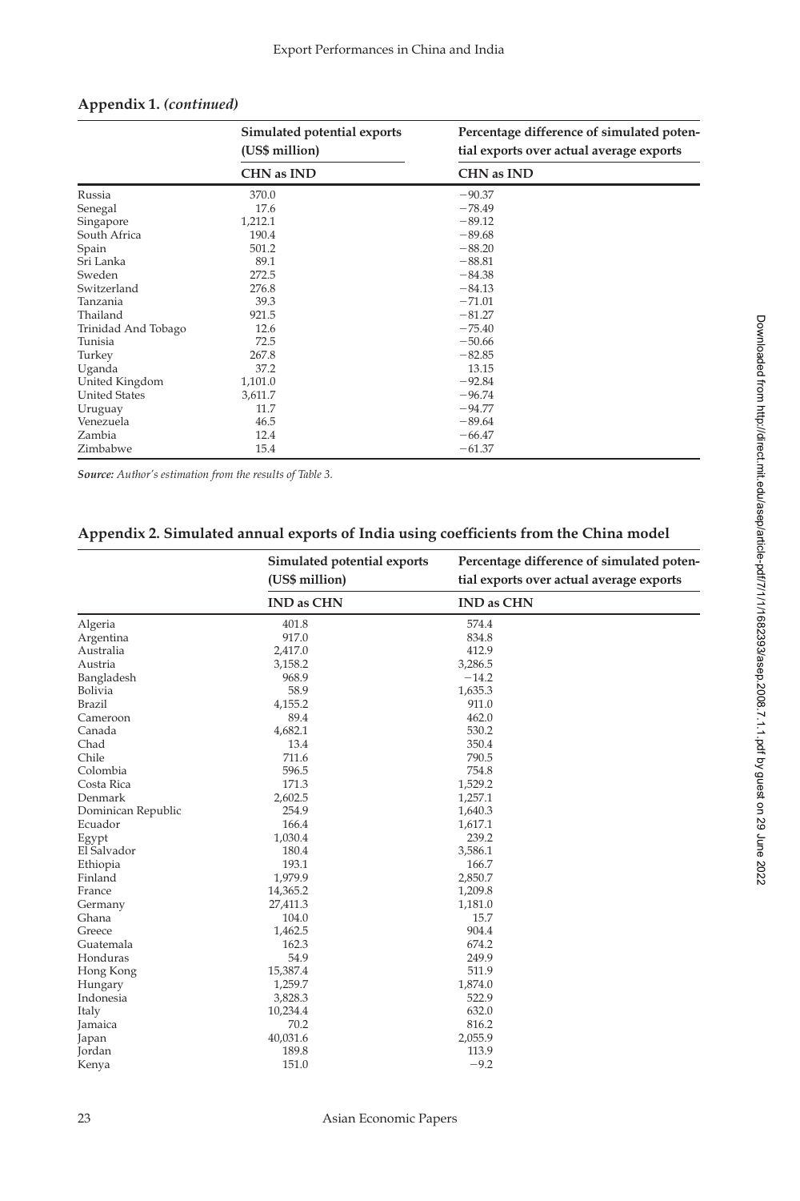**Appendix 1. *(continued)***

| | Simulated potential exports (US$ million) | Percentage difference of simulated potential exports over actual average exports |
|---|---|---|
| | CHN as IND | CHN as IND |
| Russia | 370.0 | −90.37 |
| Senegal | 17.6 | −78.49 |
| Singapore | 1,212.1 | −89.12 |
| South Africa | 190.4 | −89.68 |
| Spain | 501.2 | −88.20 |
| Sri Lanka | 89.1 | −88.81 |
| Sweden | 272.5 | −84.38 |
| Switzerland | 276.8 | −84.13 |
| Tanzania | 39.3 | −71.01 |
| Thailand | 921.5 | −81.27 |
| Trinidad And Tobago | 12.6 | −75.40 |
| Tunisia | 72.5 | −50.66 |
| Turkey | 267.8 | −82.85 |
| Uganda | 37.2 | 13.15 |
| United Kingdom | 1,101.0 | −92.84 |
| United States | 3,611.7 | −96.74 |
| Uruguay | 11.7 | −94.77 |
| Venezuela | 46.5 | −89.64 |
| Zambia | 12.4 | −66.47 |
| Zimbabwe | 15.4 | −61.37 |

***Source:*** *Author's estimation from the results of Table 3.*

**Appendix 2. Simulated annual exports of India using coefficients from the China model**

| | Simulated potential exports (US$ million) | Percentage difference of simulated potential exports over actual average exports |
|---|---|---|
| | IND as CHN | IND as CHN |
| Algeria | 401.8 | 574.4 |
| Argentina | 917.0 | 834.8 |
| Australia | 2,417.0 | 412.9 |
| Austria | 3,158.2 | 3,286.5 |
| Bangladesh | 968.9 | −14.2 |
| Bolivia | 58.9 | 1,635.3 |
| Brazil | 4,155.2 | 911.0 |
| Cameroon | 89.4 | 462.0 |
| Canada | 4,682.1 | 530.2 |
| Chad | 13.4 | 350.4 |
| Chile | 711.6 | 790.5 |
| Colombia | 596.5 | 754.8 |
| Costa Rica | 171.3 | 1,529.2 |
| Denmark | 2,602.5 | 1,257.1 |
| Dominican Republic | 254.9 | 1,640.3 |
| Ecuador | 166.4 | 1,617.1 |
| Egypt | 1,030.4 | 239.2 |
| El Salvador | 180.4 | 3,586.1 |
| Ethiopia | 193.1 | 166.7 |
| Finland | 1,979.9 | 2,850.7 |
| France | 14,365.2 | 1,209.8 |
| Germany | 27,411.3 | 1,181.0 |
| Ghana | 104.0 | 15.7 |
| Greece | 1,462.5 | 904.4 |
| Guatemala | 162.3 | 674.2 |
| Honduras | 54.9 | 249.9 |
| Hong Kong | 15,387.4 | 511.9 |
| Hungary | 1,259.7 | 1,874.0 |
| Indonesia | 3,828.3 | 522.9 |
| Italy | 10,234.4 | 632.0 |
| Jamaica | 70.2 | 816.2 |
| Japan | 40,031.6 | 2,055.9 |
| Jordan | 189.8 | 113.9 |
| Kenya | 151.0 | −9.2 |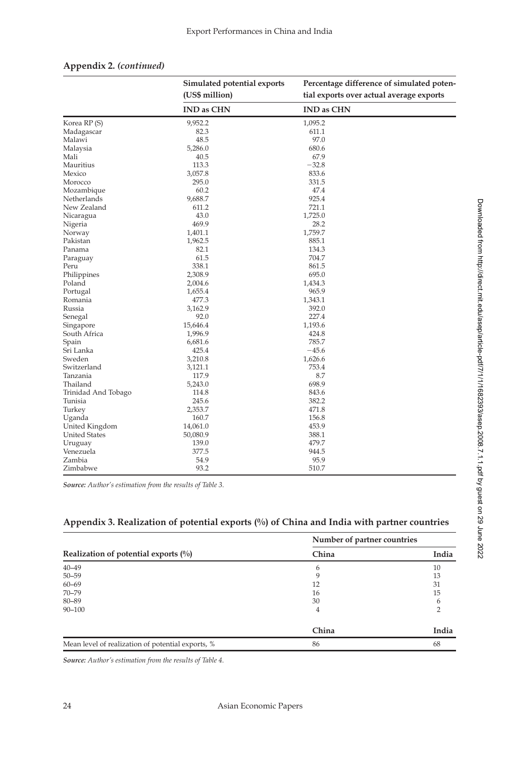**Appendix 2. *(continued)***

| | Simulated potential exports (US$ million) | Percentage difference of simulated potential exports over actual average exports |
|---|---|---|
| | **IND as CHN** | **IND as CHN** |
| Korea RP (S) | 9,952.2 | 1,095.2 |
| Madagascar | 82.3 | 611.1 |
| Malawi | 48.5 | 97.0 |
| Malaysia | 5,286.0 | 680.6 |
| Mali | 40.5 | 67.9 |
| Mauritius | 113.3 | −32.8 |
| Mexico | 3,057.8 | 833.6 |
| Morocco | 295.0 | 331.5 |
| Mozambique | 60.2 | 47.4 |
| Netherlands | 9,688.7 | 925.4 |
| New Zealand | 611.2 | 721.1 |
| Nicaragua | 43.0 | 1,725.0 |
| Nigeria | 469.9 | 28.2 |
| Norway | 1,401.1 | 1,759.7 |
| Pakistan | 1,962.5 | 885.1 |
| Panama | 82.1 | 134.3 |
| Paraguay | 61.5 | 704.7 |
| Peru | 338.1 | 861.5 |
| Philippines | 2,308.9 | 695.0 |
| Poland | 2,004.6 | 1,434.3 |
| Portugal | 1,655.4 | 965.9 |
| Romania | 477.3 | 1,343.1 |
| Russia | 3,162.9 | 392.0 |
| Senegal | 92.0 | 227.4 |
| Singapore | 15,646.4 | 1,193.6 |
| South Africa | 1,996.9 | 424.8 |
| Spain | 6,681.6 | 785.7 |
| Sri Lanka | 425.4 | −45.6 |
| Sweden | 3,210.8 | 1,626.6 |
| Switzerland | 3,121.1 | 753.4 |
| Tanzania | 117.9 | 8.7 |
| Thailand | 5,243.0 | 698.9 |
| Trinidad And Tobago | 114.8 | 843.6 |
| Tunisia | 245.6 | 382.2 |
| Turkey | 2,353.7 | 471.8 |
| Uganda | 160.7 | 156.8 |
| United Kingdom | 14,061.0 | 453.9 |
| United States | 50,080.9 | 388.1 |
| Uruguay | 139.0 | 479.7 |
| Venezuela | 377.5 | 944.5 |
| Zambia | 54.9 | 95.9 |
| Zimbabwe | 93.2 | 510.7 |

***Source:*** *Author's estimation from the results of Table 3.*

## Appendix 3. Realization of potential exports (%) of China and India with partner countries

| | Number of partner countries | |
|---|---|---|
| **Realization of potential exports (%)** | **China** | **India** |
| 40–49 | 6 | 10 |
| 50–59 | 9 | 13 |
| 60–69 | 12 | 31 |
| 70–79 | 16 | 15 |
| 80–89 | 30 | 6 |
| 90–100 | 4 | 2 |
| | **China** | **India** |
| Mean level of realization of potential exports, % | 86 | 68 |

***Source:*** *Author's estimation from the results of Table 4.*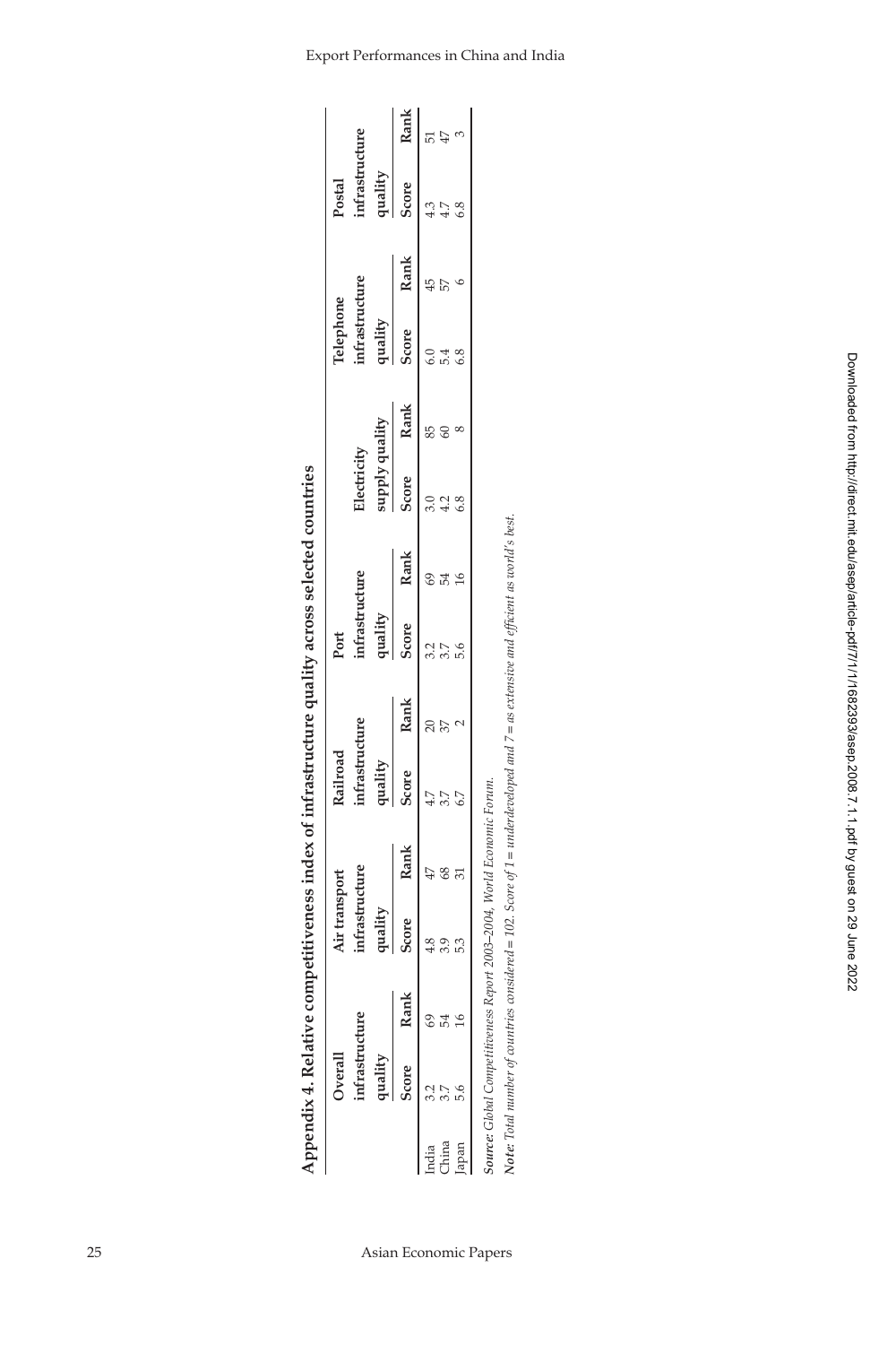## Appendix 4. Relative competitiveness index of infrastructure quality across selected countries

| | Overall infrastructure quality | | Air transport infrastructure quality | | Railroad infrastructure quality | | Port infrastructure quality | | Electricity supply quality | | Telephone infrastructure quality | | Postal infrastructure quality | |
|---|---|---|---|---|---|---|---|---|---|---|---|---|---|---|
| | Score | Rank | Score | Rank | Score | Rank | Score | Rank | Score | Rank | Score | Rank | Score | Rank |
| India | 3.2 | 69 | 4.8 | 47 | 4.7 | 20 | 3.2 | 69 | 3.0 | 85 | 6.0 | 45 | 4.3 | 51 |
| China | 3.7 | 54 | 3.9 | 68 | 3.7 | 37 | 3.7 | 54 | 4.2 | 60 | 5.4 | 57 | 4.7 | 47 |
| Japan | 5.6 | 16 | 5.3 | 31 | 6.7 | 2 | 5.6 | 16 | 6.8 | 8 | 6.8 | 6 | 6.8 | 3 |

***Source:*** *Global Competitiveness Report 2003–2004, World Economic Forum.*

***Note:*** *Total number of countries considered = 102. Score of 1 = underdeveloped and 7 = as extensive and efficient as world's best.*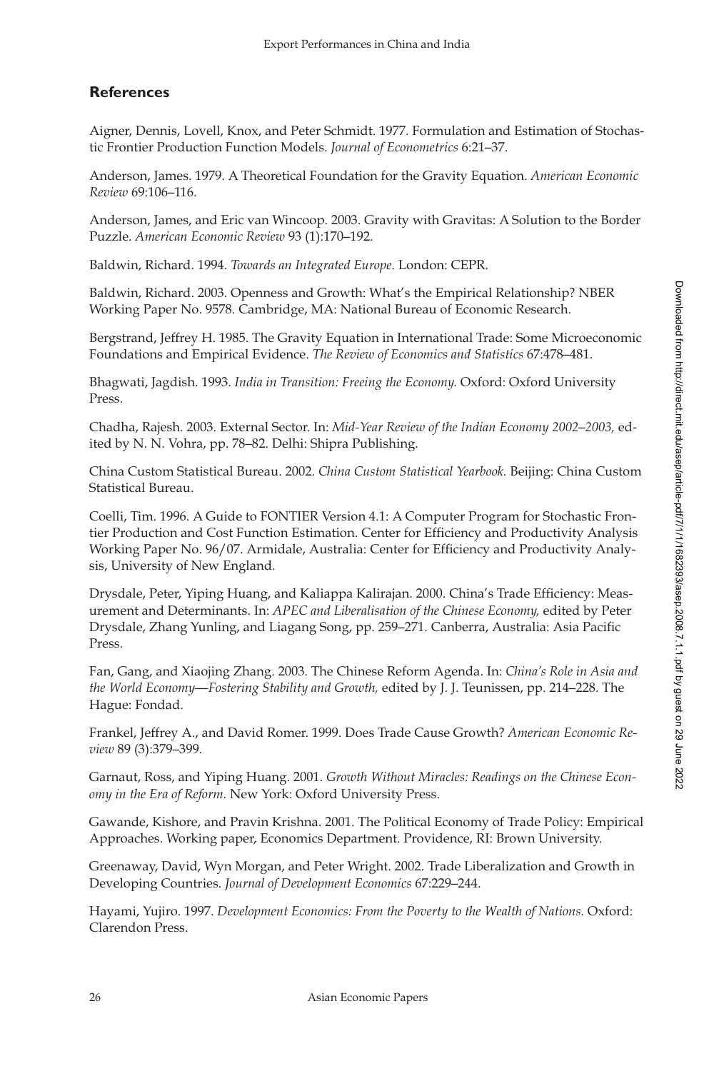## References

Aigner, Dennis, Lovell, Knox, and Peter Schmidt. 1977. Formulation and Estimation of Stochastic Frontier Production Function Models. *Journal of Econometrics* 6:21–37.

Anderson, James. 1979. A Theoretical Foundation for the Gravity Equation. *American Economic Review* 69:106–116.

Anderson, James, and Eric van Wincoop. 2003. Gravity with Gravitas: A Solution to the Border Puzzle. *American Economic Review* 93 (1):170–192.

Baldwin, Richard. 1994. *Towards an Integrated Europe.* London: CEPR.

Baldwin, Richard. 2003. Openness and Growth: What's the Empirical Relationship? NBER Working Paper No. 9578. Cambridge, MA: National Bureau of Economic Research.

Bergstrand, Jeffrey H. 1985. The Gravity Equation in International Trade: Some Microeconomic Foundations and Empirical Evidence. *The Review of Economics and Statistics* 67:478–481.

Bhagwati, Jagdish. 1993. *India in Transition: Freeing the Economy.* Oxford: Oxford University Press.

Chadha, Rajesh. 2003. External Sector. In: *Mid-Year Review of the Indian Economy 2002–2003,* edited by N. N. Vohra, pp. 78–82. Delhi: Shipra Publishing.

China Custom Statistical Bureau. 2002. *China Custom Statistical Yearbook.* Beijing: China Custom Statistical Bureau.

Coelli, Tim. 1996. A Guide to FONTIER Version 4.1: A Computer Program for Stochastic Frontier Production and Cost Function Estimation. Center for Efficiency and Productivity Analysis Working Paper No. 96/07. Armidale, Australia: Center for Efficiency and Productivity Analysis, University of New England.

Drysdale, Peter, Yiping Huang, and Kaliappa Kalirajan. 2000. China's Trade Efficiency: Measurement and Determinants. In: *APEC and Liberalisation of the Chinese Economy,* edited by Peter Drysdale, Zhang Yunling, and Liagang Song, pp. 259–271. Canberra, Australia: Asia Pacific Press.

Fan, Gang, and Xiaojing Zhang. 2003. The Chinese Reform Agenda. In: *China's Role in Asia and the World Economy—Fostering Stability and Growth,* edited by J. J. Teunissen, pp. 214–228. The Hague: Fondad.

Frankel, Jeffrey A., and David Romer. 1999. Does Trade Cause Growth? *American Economic Review* 89 (3):379–399.

Garnaut, Ross, and Yiping Huang. 2001. *Growth Without Miracles: Readings on the Chinese Economy in the Era of Reform.* New York: Oxford University Press.

Gawande, Kishore, and Pravin Krishna. 2001. The Political Economy of Trade Policy: Empirical Approaches. Working paper, Economics Department. Providence, RI: Brown University.

Greenaway, David, Wyn Morgan, and Peter Wright. 2002. Trade Liberalization and Growth in Developing Countries. *Journal of Development Economics* 67:229–244.

Hayami, Yujiro. 1997. *Development Economics: From the Poverty to the Wealth of Nations.* Oxford: Clarendon Press.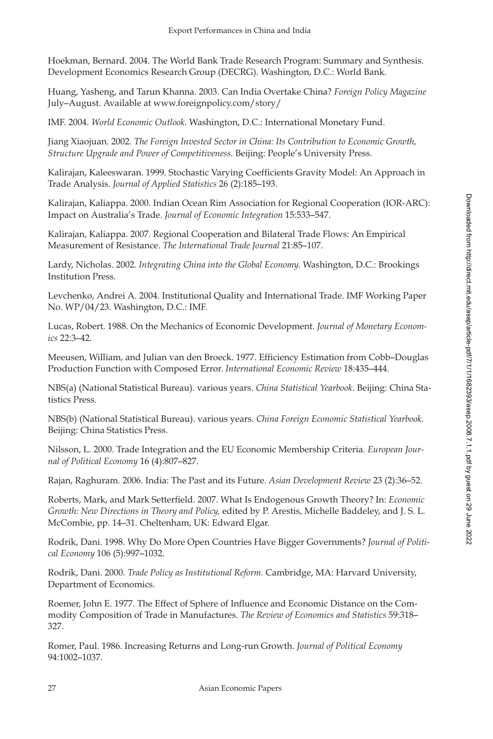Hoekman, Bernard. 2004. The World Bank Trade Research Program: Summary and Synthesis. Development Economics Research Group (DECRG). Washington, D.C.: World Bank.

Huang, Yasheng, and Tarun Khanna. 2003. Can India Overtake China? *Foreign Policy Magazine* July–August. Available at www.foreignpolicy.com/story/

IMF. 2004. *World Economic Outlook.* Washington, D.C.: International Monetary Fund.

Jiang Xiaojuan. 2002. *The Foreign Invested Sector in China: Its Contribution to Economic Growth, Structure Upgrade and Power of Competitiveness.* Beijing: People's University Press.

Kalirajan, Kaleeswaran. 1999. Stochastic Varying Coefficients Gravity Model: An Approach in Trade Analysis. *Journal of Applied Statistics* 26 (2):185–193.

Kalirajan, Kaliappa. 2000. Indian Ocean Rim Association for Regional Cooperation (IOR-ARC): Impact on Australia's Trade. *Journal of Economic Integration* 15:533–547.

Kalirajan, Kaliappa. 2007. Regional Cooperation and Bilateral Trade Flows: An Empirical Measurement of Resistance. *The International Trade Journal* 21:85–107.

Lardy, Nicholas. 2002. *Integrating China into the Global Economy.* Washington, D.C.: Brookings Institution Press.

Levchenko, Andrei A. 2004. Institutional Quality and International Trade. IMF Working Paper No. WP/04/23. Washington, D.C.: IMF.

Lucas, Robert. 1988. On the Mechanics of Economic Development. *Journal of Monetary Economics* 22:3–42.

Meeusen, William, and Julian van den Broeck. 1977. Efficiency Estimation from Cobb–Douglas Production Function with Composed Error. *International Economic Review* 18:435–444.

NBS(a) (National Statistical Bureau). various years. *China Statistical Yearbook.* Beijing: China Statistics Press.

NBS(b) (National Statistical Bureau). various years. *China Foreign Economic Statistical Yearbook.* Beijing: China Statistics Press.

Nilsson, L. 2000. Trade Integration and the EU Economic Membership Criteria. *European Journal of Political Economy* 16 (4):807–827.

Rajan, Raghuram. 2006. India: The Past and its Future. *Asian Development Review* 23 (2):36–52.

Roberts, Mark, and Mark Setterfield. 2007. What Is Endogenous Growth Theory? In: *Economic Growth: New Directions in Theory and Policy,* edited by P. Arestis, Michelle Baddeley, and J. S. L. McCombie, pp. 14–31. Cheltenham, UK: Edward Elgar.

Rodrik, Dani. 1998. Why Do More Open Countries Have Bigger Governments? *Journal of Political Economy* 106 (5):997–1032.

Rodrik, Dani. 2000. *Trade Policy as Institutional Reform.* Cambridge, MA: Harvard University, Department of Economics.

Roemer, John E. 1977. The Effect of Sphere of Influence and Economic Distance on the Commodity Composition of Trade in Manufactures. *The Review of Economics and Statistics* 59:318–327.

Romer, Paul. 1986. Increasing Returns and Long-run Growth. *Journal of Political Economy* 94:1002–1037.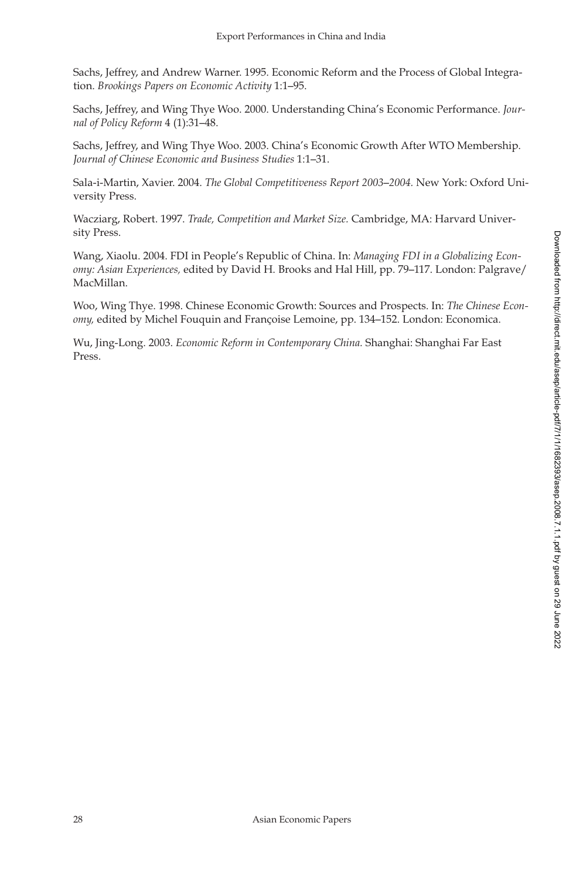Sachs, Jeffrey, and Andrew Warner. 1995. Economic Reform and the Process of Global Integration. *Brookings Papers on Economic Activity* 1:1–95.

Sachs, Jeffrey, and Wing Thye Woo. 2000. Understanding China's Economic Performance. *Journal of Policy Reform* 4 (1):31–48.

Sachs, Jeffrey, and Wing Thye Woo. 2003. China's Economic Growth After WTO Membership. *Journal of Chinese Economic and Business Studies* 1:1–31.

Sala-i-Martin, Xavier. 2004. *The Global Competitiveness Report 2003–2004.* New York: Oxford University Press.

Wacziarg, Robert. 1997. *Trade, Competition and Market Size.* Cambridge, MA: Harvard University Press.

Wang, Xiaolu. 2004. FDI in People's Republic of China. In: *Managing FDI in a Globalizing Economy: Asian Experiences,* edited by David H. Brooks and Hal Hill, pp. 79–117. London: Palgrave/MacMillan.

Woo, Wing Thye. 1998. Chinese Economic Growth: Sources and Prospects. In: *The Chinese Economy,* edited by Michel Fouquin and Françoise Lemoine, pp. 134–152. London: Economica.

Wu, Jing-Long. 2003. *Economic Reform in Contemporary China.* Shanghai: Shanghai Far East Press.